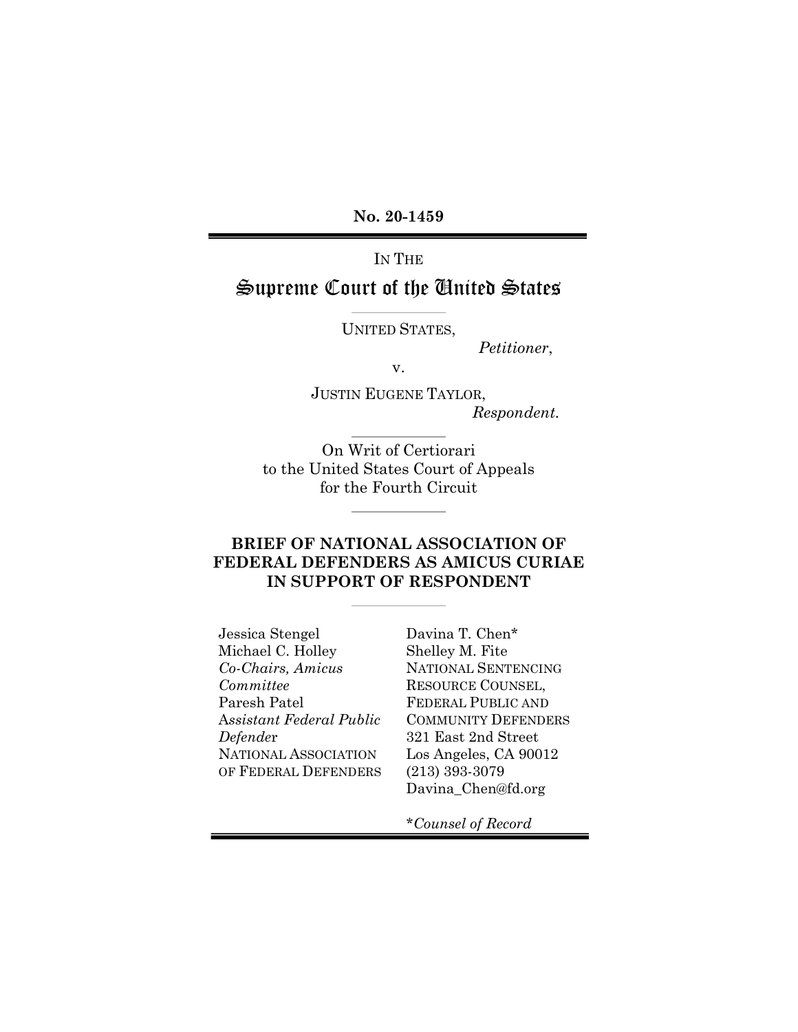**No. 20-1459**

---

IN THE

# Supreme Court of the United States

---

UNITED STATES,

*Petitioner*,

v.

JUSTIN EUGENE TAYLOR,

*Respondent.*

---

On Writ of Certiorari
to the United States Court of Appeals
for the Fourth Circuit

---

## BRIEF OF NATIONAL ASSOCIATION OF FEDERAL DEFENDERS AS AMICUS CURIAE IN SUPPORT OF RESPONDENT

---

Jessica Stengel
Michael C. Holley
*Co-Chairs, Amicus Committee*
Paresh Patel
*Assistant Federal Public Defender*
NATIONAL ASSOCIATION OF FEDERAL DEFENDERS

Davina T. Chen*
Shelley M. Fite
NATIONAL SENTENCING RESOURCE COUNSEL,
FEDERAL PUBLIC AND COMMUNITY DEFENDERS
321 East 2nd Street
Los Angeles, CA 90012
(213) 393-3079
Davina_Chen@fd.org

**Counsel of Record*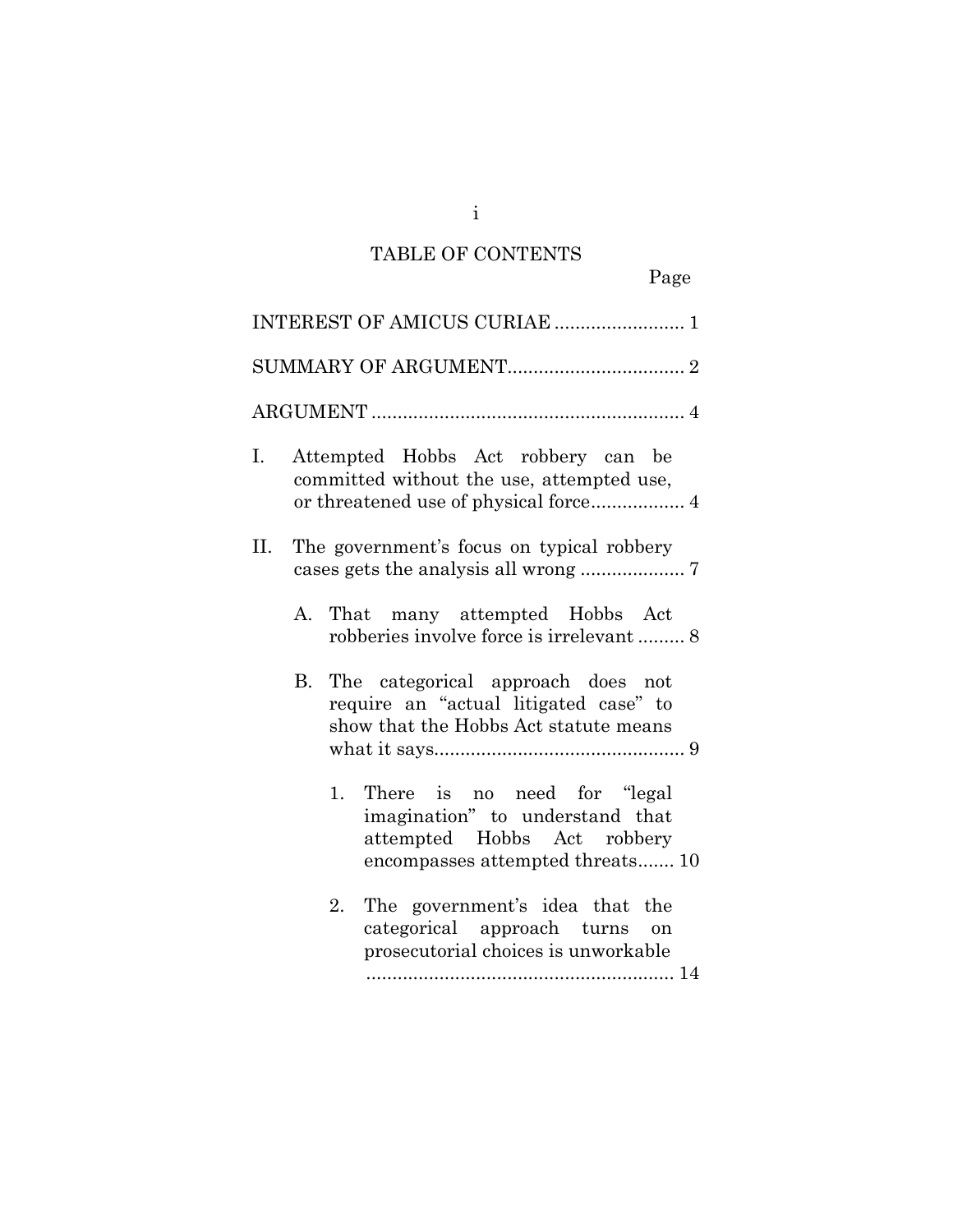# TABLE OF CONTENTS

| | Page |
|---|---|
| INTEREST OF AMICUS CURIAE | 1 |
| SUMMARY OF ARGUMENT | 2 |
| ARGUMENT | 4 |
| I. Attempted Hobbs Act robbery can be committed without the use, attempted use, or threatened use of physical force | 4 |
| II. The government's focus on typical robbery cases gets the analysis all wrong | 7 |
| A. That many attempted Hobbs Act robberies involve force is irrelevant | 8 |
| B. The categorical approach does not require an "actual litigated case" to show that the Hobbs Act statute means what it says | 9 |
| 1. There is no need for "legal imagination" to understand that attempted Hobbs Act robbery encompasses attempted threats | 10 |
| 2. The government's idea that the categorical approach turns on prosecutorial choices is unworkable | 14 |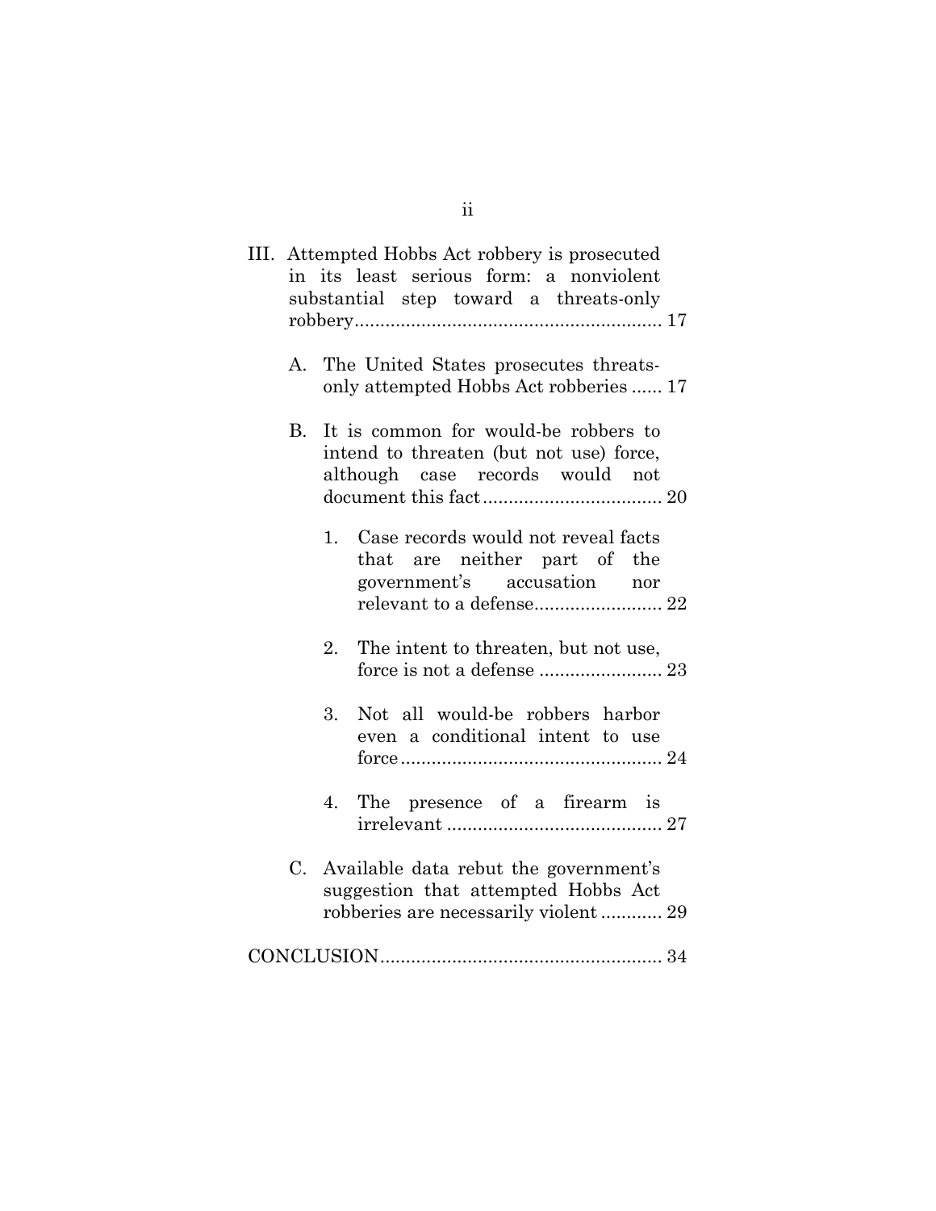III. Attempted Hobbs Act robbery is prosecuted in its least serious form: a nonviolent substantial step toward a threats-only robbery............................................................ 17

A. The United States prosecutes threats-only attempted Hobbs Act robberies ...... 17

B. It is common for would-be robbers to intend to threaten (but not use) force, although case records would not document this fact.................................... 20

1. Case records would not reveal facts that are neither part of the government's accusation nor relevant to a defense......................... 22

2. The intent to threaten, but not use, force is not a defense ........................ 23

3. Not all would-be robbers harbor even a conditional intent to use force................................................... 24

4. The presence of a firearm is irrelevant .......................................... 27

C. Available data rebut the government's suggestion that attempted Hobbs Act robberies are necessarily violent ............ 29

CONCLUSION....................................................... 34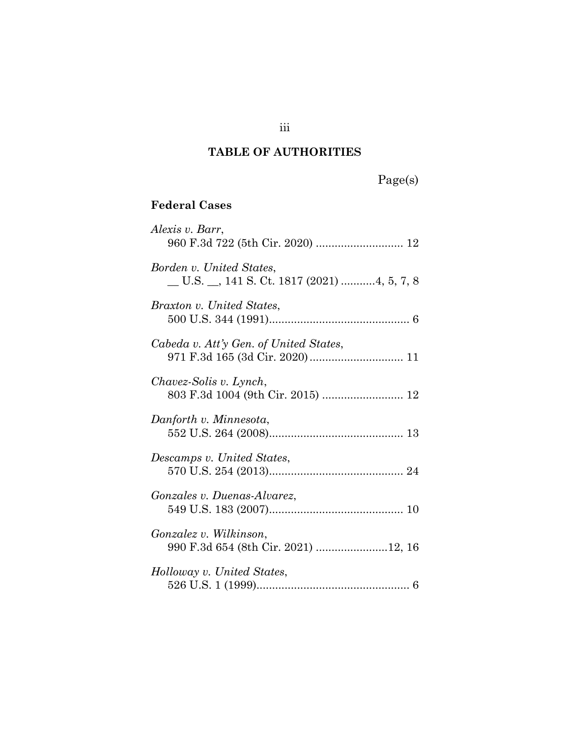## TABLE OF AUTHORITIES

Page(s)

### Federal Cases

*Alexis v. Barr*,
960 F.3d 722 (5th Cir. 2020) ........................... 12

*Borden v. United States*,
__ U.S. __, 141 S. Ct. 1817 (2021) ..........4, 5, 7, 8

*Braxton v. United States*,
500 U.S. 344 (1991)............................................ 6

*Cabeda v. Att'y Gen. of United States*,
971 F.3d 165 (3d Cir. 2020)............................. 11

*Chavez-Solis v. Lynch*,
803 F.3d 1004 (9th Cir. 2015) ......................... 12

*Danforth v. Minnesota*,
552 U.S. 264 (2008).......................................... 13

*Descamps v. United States*,
570 U.S. 254 (2013).......................................... 24

*Gonzales v. Duenas-Alvarez*,
549 U.S. 183 (2007).......................................... 10

*Gonzalez v. Wilkinson*,
990 F.3d 654 (8th Cir. 2021) ......................12, 16

*Holloway v. United States*,
526 U.S. 1 (1999)................................................ 6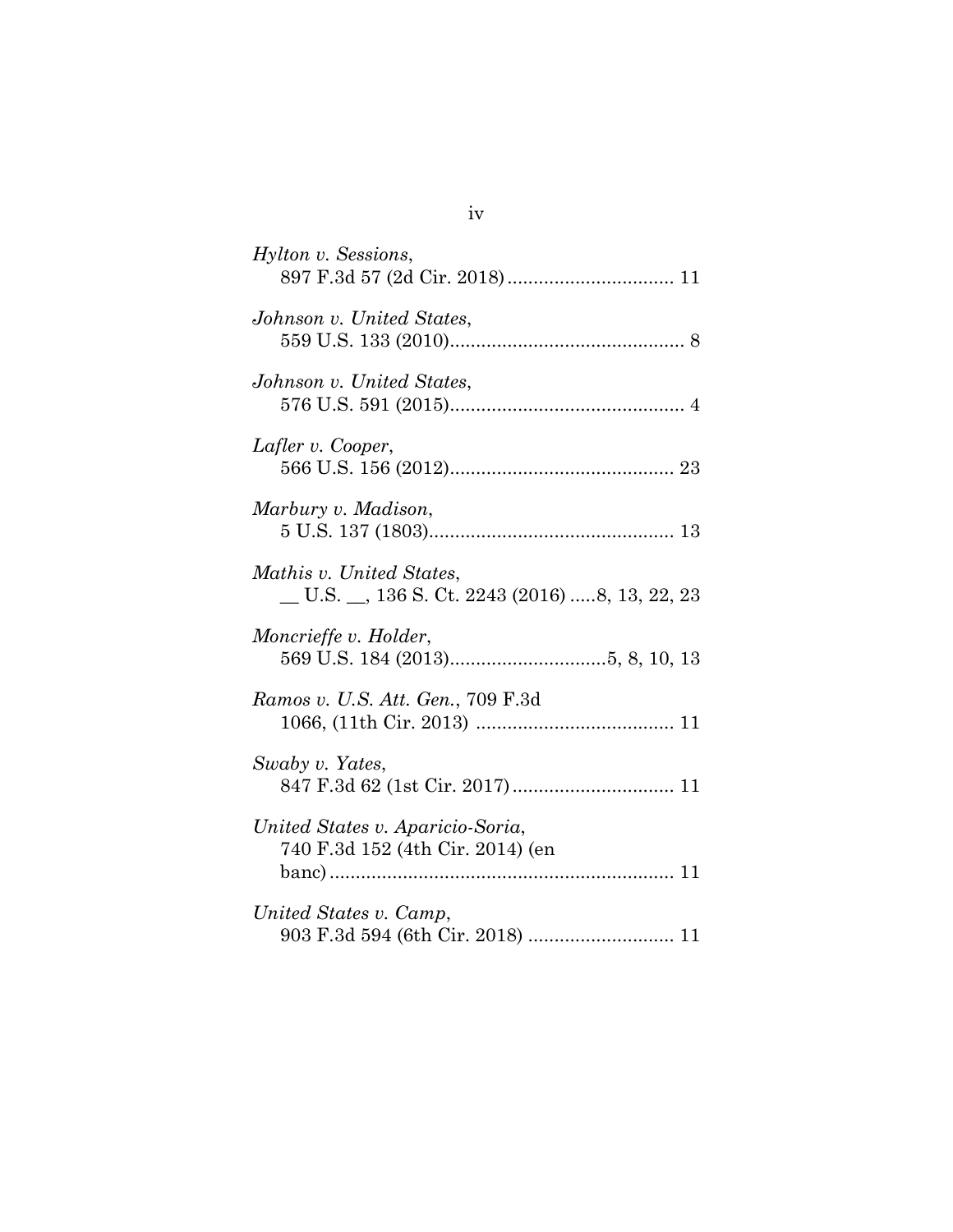*Hylton v. Sessions*,
897 F.3d 57 (2d Cir. 2018) ................................ 11

*Johnson v. United States*,
559 U.S. 133 (2010)............................................. 8

*Johnson v. United States*,
576 U.S. 591 (2015)............................................. 4

*Lafler v. Cooper*,
566 U.S. 156 (2012)........................................... 23

*Marbury v. Madison*,
5 U.S. 137 (1803)............................................... 13

*Mathis v. United States*,
__ U.S. __, 136 S. Ct. 2243 (2016) .....8, 13, 22, 23

*Moncrieffe v. Holder*,
569 U.S. 184 (2013)..............................5, 8, 10, 13

*Ramos v. U.S. Att. Gen.*, 709 F.3d
1066, (11th Cir. 2013) ...................................... 11

*Swaby v. Yates*,
847 F.3d 62 (1st Cir. 2017)............................... 11

*United States v. Aparicio-Soria*,
740 F.3d 152 (4th Cir. 2014) (en
banc)................................................................. 11

*United States v. Camp*,
903 F.3d 594 (6th Cir. 2018) ............................ 11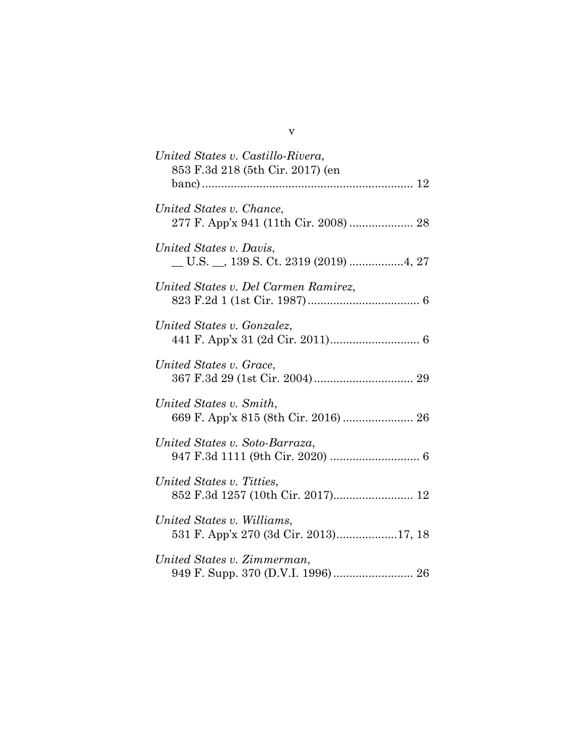*United States v. Castillo-Rivera*,
853 F.3d 218 (5th Cir. 2017) (en banc) ................................................................ 12

*United States v. Chance*,
277 F. App'x 941 (11th Cir. 2008) .................... 28

*United States v. Davis*,
__ U.S. __, 139 S. Ct. 2319 (2019) .................4, 27

*United States v. Del Carmen Ramirez*,
823 F.2d 1 (1st Cir. 1987) ................................... 6

*United States v. Gonzalez*,
441 F. App'x 31 (2d Cir. 2011)............................ 6

*United States v. Grace*,
367 F.3d 29 (1st Cir. 2004) ............................... 29

*United States v. Smith*,
669 F. App'x 815 (8th Cir. 2016) ...................... 26

*United States v. Soto-Barraza*,
947 F.3d 1111 (9th Cir. 2020) ............................ 6

*United States v. Titties*,
852 F.3d 1257 (10th Cir. 2017)......................... 12

*United States v. Williams*,
531 F. App'x 270 (3d Cir. 2013)...................17, 18

*United States v. Zimmerman*,
949 F. Supp. 370 (D.V.I. 1996) ......................... 26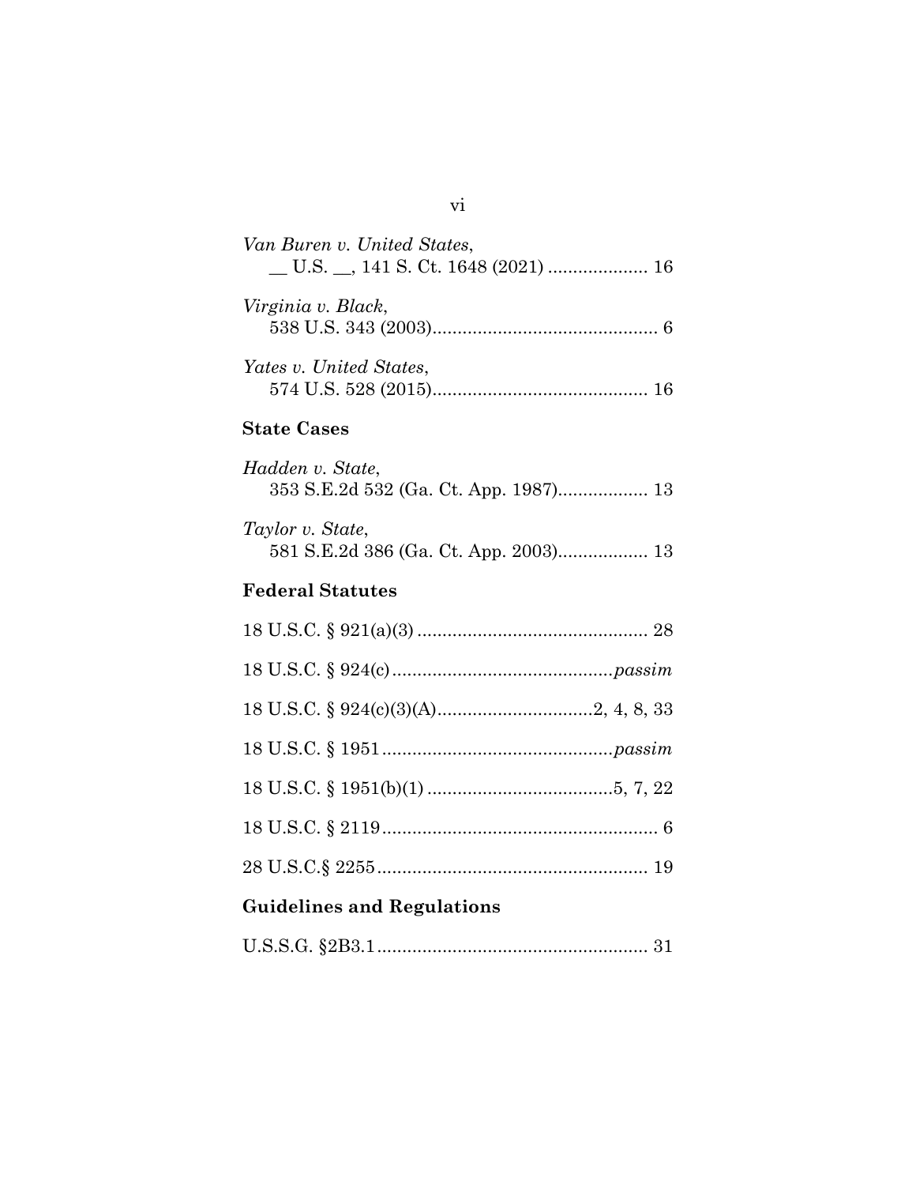*Van Buren v. United States*,
\_\_ U.S. \_\_, 141 S. Ct. 1648 (2021) .................... 16

*Virginia v. Black*,
538 U.S. 343 (2003)............................................. 6

*Yates v. United States*,
574 U.S. 528 (2015)........................................... 16

**State Cases**

*Hadden v. State*,
353 S.E.2d 532 (Ga. Ct. App. 1987).................. 13

*Taylor v. State*,
581 S.E.2d 386 (Ga. Ct. App. 2003).................. 13

**Federal Statutes**

18 U.S.C. § 921(a)(3) .............................................. 28

18 U.S.C. § 924(c)............................................*passim*

18 U.S.C. § 924(c)(3)(A)...............................2, 4, 8, 33

18 U.S.C. § 1951.............................................*passim*

18 U.S.C. § 1951(b)(1) .....................................5, 7, 22

18 U.S.C. § 2119....................................................... 6

28 U.S.C.§ 2255...................................................... 19

**Guidelines and Regulations**

U.S.S.G. §2B3.1...................................................... 31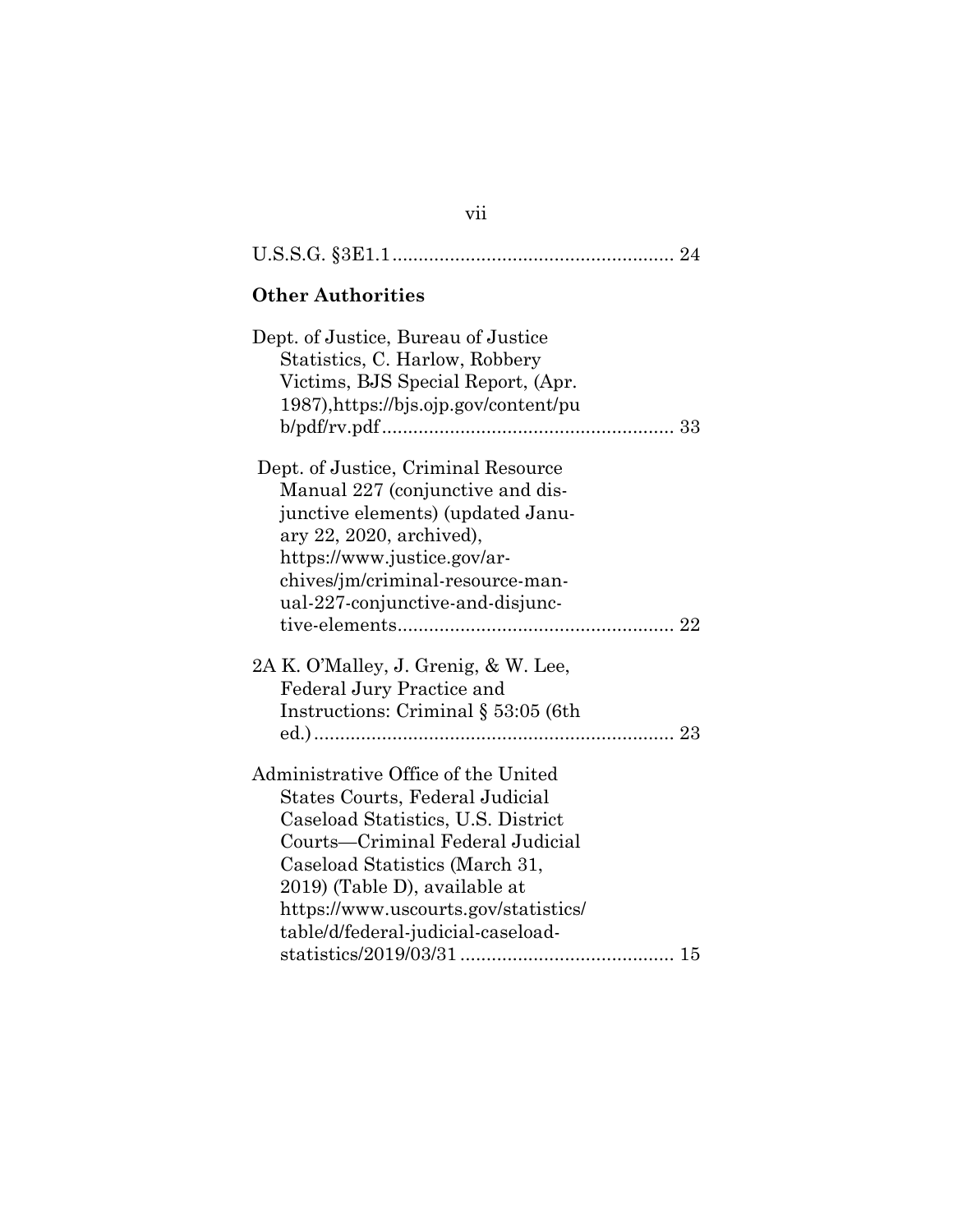U.S.S.G. §3E1.1 ..................................................... 24

**Other Authorities**

Dept. of Justice, Bureau of Justice Statistics, C. Harlow, Robbery Victims, BJS Special Report, (Apr. 1987),https://bjs.ojp.gov/content/pub/pdf/rv.pdf ....................................................... 33

Dept. of Justice, Criminal Resource Manual 227 (conjunctive and disjunctive elements) (updated January 22, 2020, archived), https://www.justice.gov/archives/jm/criminal-resource-manual-227-conjunctive-and-disjunctive-elements.................................................... 22

2A K. O'Malley, J. Grenig, & W. Lee, Federal Jury Practice and Instructions: Criminal § 53:05 (6th ed.) .................................................................... 23

Administrative Office of the United States Courts, Federal Judicial Caseload Statistics, U.S. District Courts—Criminal Federal Judicial Caseload Statistics (March 31, 2019) (Table D), available at https://www.uscourts.gov/statistics/table/d/federal-judicial-caseload-statistics/2019/03/31 ......................................... 15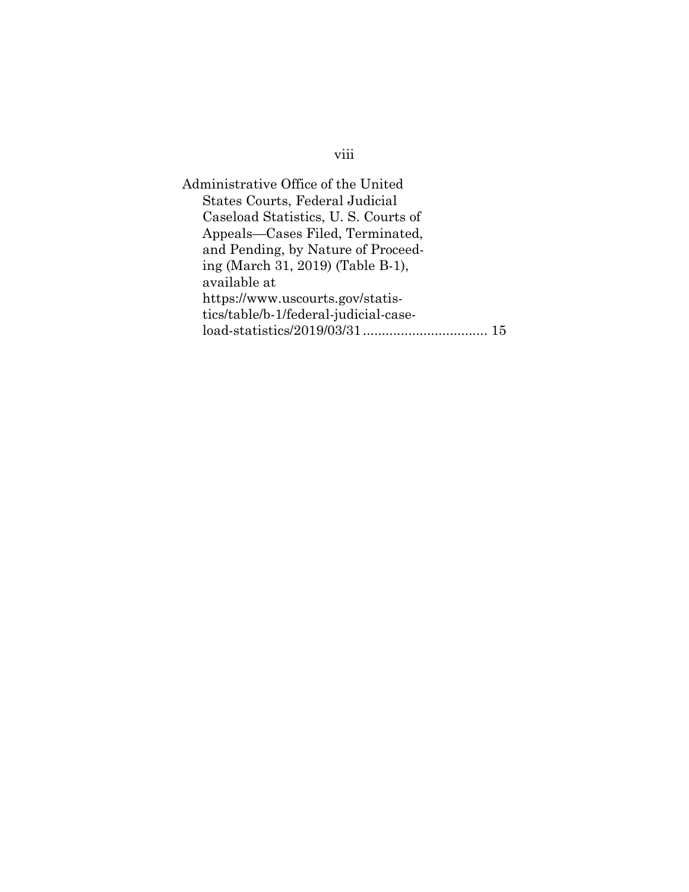Administrative Office of the United States Courts, Federal Judicial Caseload Statistics, U. S. Courts of Appeals—Cases Filed, Terminated, and Pending, by Nature of Proceeding (March 31, 2019) (Table B-1), available at https://www.uscourts.gov/statistics/table/b-1/federal-judicial-caseload-statistics/2019/03/31 ................................ 15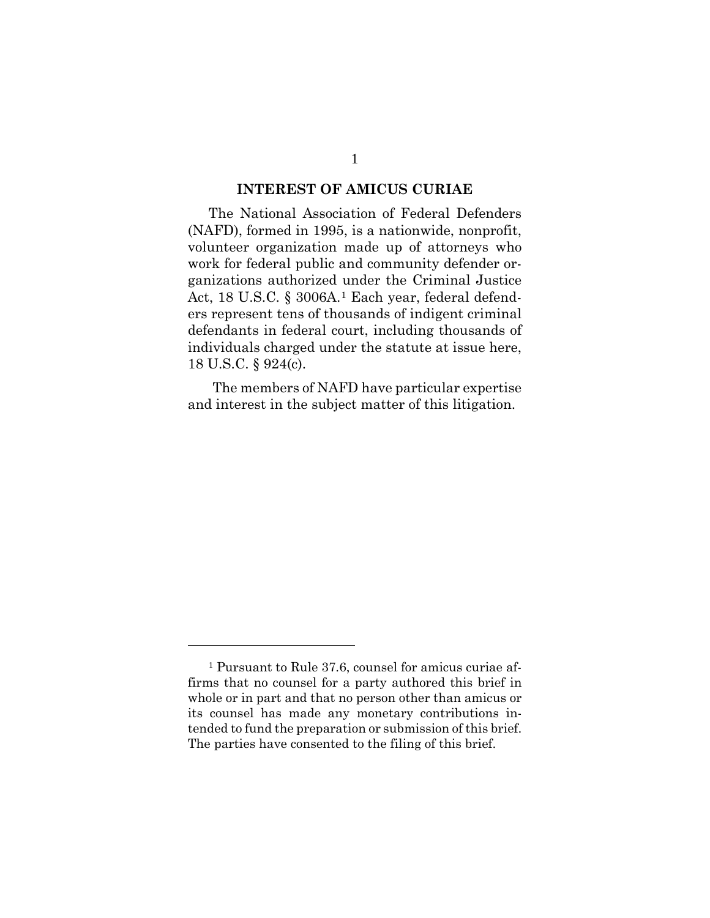## INTEREST OF AMICUS CURIAE

The National Association of Federal Defenders (NAFD), formed in 1995, is a nationwide, nonprofit, volunteer organization made up of attorneys who work for federal public and community defender organizations authorized under the Criminal Justice Act, 18 U.S.C. § 3006A.[1] Each year, federal defenders represent tens of thousands of indigent criminal defendants in federal court, including thousands of individuals charged under the statute at issue here, 18 U.S.C. § 924(c).

The members of NAFD have particular expertise and interest in the subject matter of this litigation.

---

[1] Pursuant to Rule 37.6, counsel for amicus curiae affirms that no counsel for a party authored this brief in whole or in part and that no person other than amicus or its counsel has made any monetary contributions intended to fund the preparation or submission of this brief. The parties have consented to the filing of this brief.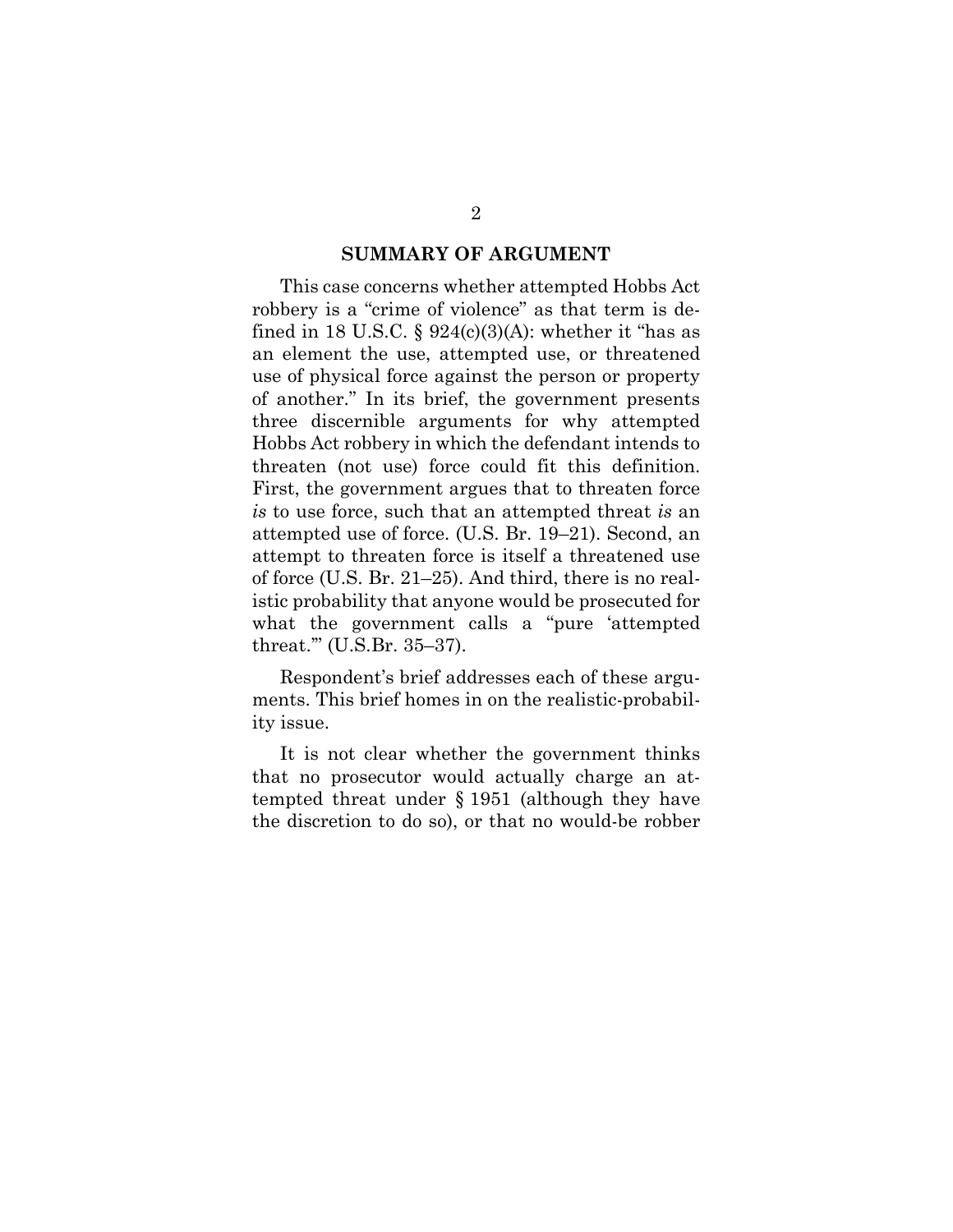## SUMMARY OF ARGUMENT

This case concerns whether attempted Hobbs Act robbery is a "crime of violence" as that term is defined in 18 U.S.C. § 924(c)(3)(A): whether it "has as an element the use, attempted use, or threatened use of physical force against the person or property of another." In its brief, the government presents three discernible arguments for why attempted Hobbs Act robbery in which the defendant intends to threaten (not use) force could fit this definition. First, the government argues that to threaten force *is* to use force, such that an attempted threat *is* an attempted use of force. (U.S. Br. 19–21). Second, an attempt to threaten force is itself a threatened use of force (U.S. Br. 21–25). And third, there is no realistic probability that anyone would be prosecuted for what the government calls a "pure 'attempted threat.'" (U.S.Br. 35–37).

Respondent's brief addresses each of these arguments. This brief homes in on the realistic-probability issue.

It is not clear whether the government thinks that no prosecutor would actually charge an attempted threat under § 1951 (although they have the discretion to do so), or that no would-be robber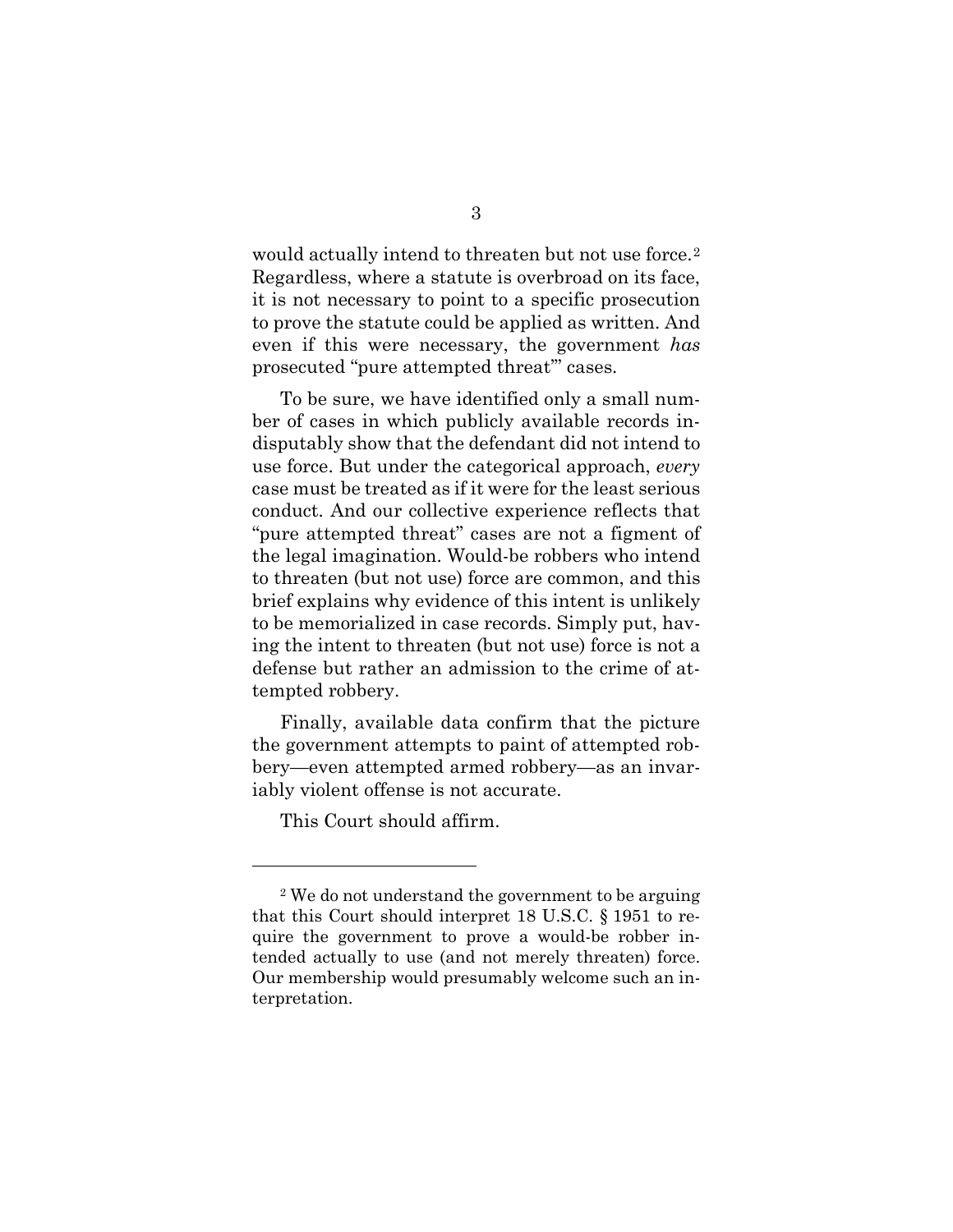would actually intend to threaten but not use force.[2] Regardless, where a statute is overbroad on its face, it is not necessary to point to a specific prosecution to prove the statute could be applied as written. And even if this were necessary, the government *has* prosecuted "pure attempted threat'" cases.

To be sure, we have identified only a small number of cases in which publicly available records indisputably show that the defendant did not intend to use force. But under the categorical approach, *every* case must be treated as if it were for the least serious conduct. And our collective experience reflects that "pure attempted threat" cases are not a figment of the legal imagination. Would-be robbers who intend to threaten (but not use) force are common, and this brief explains why evidence of this intent is unlikely to be memorialized in case records. Simply put, having the intent to threaten (but not use) force is not a defense but rather an admission to the crime of attempted robbery.

Finally, available data confirm that the picture the government attempts to paint of attempted robbery—even attempted armed robbery—as an invariably violent offense is not accurate.

This Court should affirm.

---

[2] We do not understand the government to be arguing that this Court should interpret 18 U.S.C. § 1951 to require the government to prove a would-be robber intended actually to use (and not merely threaten) force. Our membership would presumably welcome such an interpretation.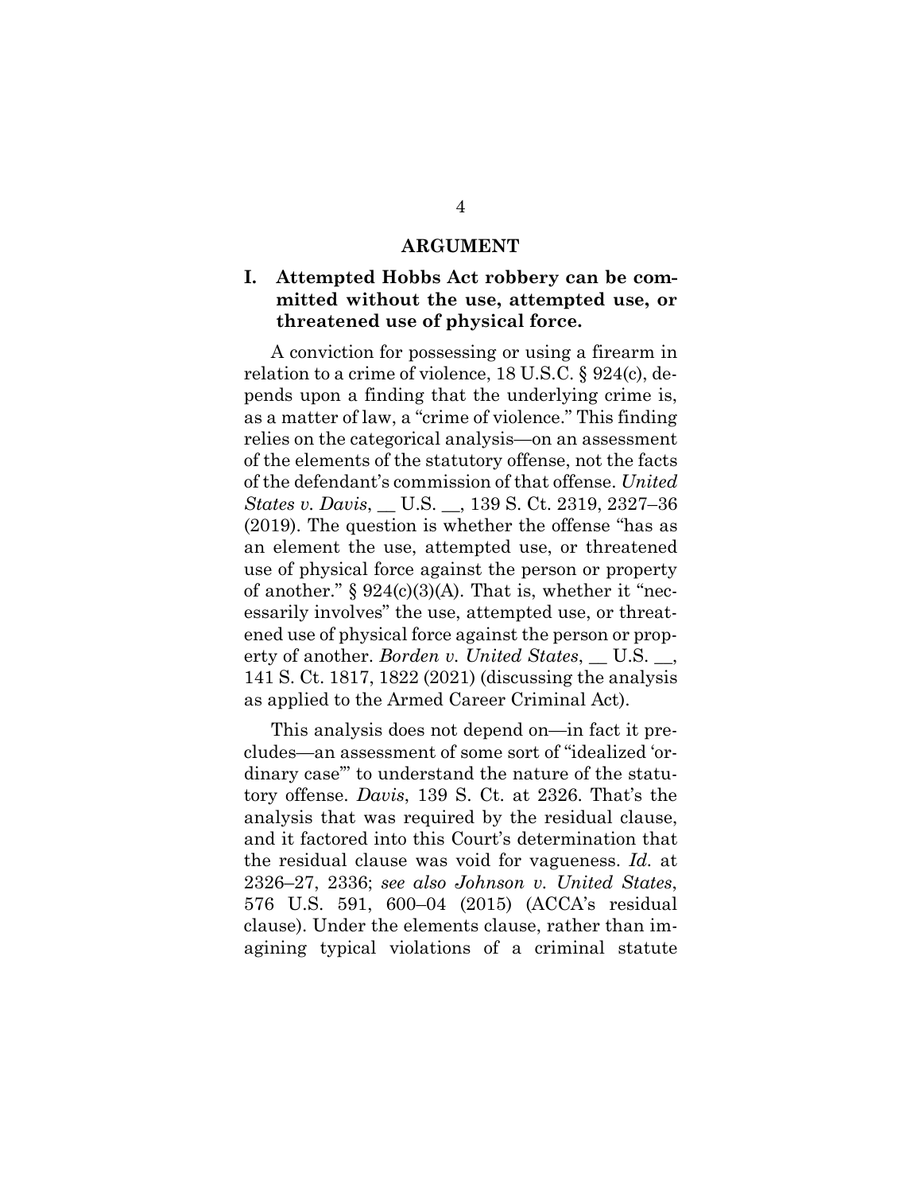## ARGUMENT

### I. Attempted Hobbs Act robbery can be committed without the use, attempted use, or threatened use of physical force.

A conviction for possessing or using a firearm in relation to a crime of violence, 18 U.S.C. § 924(c), depends upon a finding that the underlying crime is, as a matter of law, a "crime of violence." This finding relies on the categorical analysis—on an assessment of the elements of the statutory offense, not the facts of the defendant's commission of that offense. *United States v. Davis*, __ U.S. __, 139 S. Ct. 2319, 2327–36 (2019). The question is whether the offense "has as an element the use, attempted use, or threatened use of physical force against the person or property of another." § 924(c)(3)(A). That is, whether it "necessarily involves" the use, attempted use, or threatened use of physical force against the person or property of another. *Borden v. United States*, __ U.S. __, 141 S. Ct. 1817, 1822 (2021) (discussing the analysis as applied to the Armed Career Criminal Act).

This analysis does not depend on—in fact it precludes—an assessment of some sort of "idealized 'ordinary case'" to understand the nature of the statutory offense. *Davis*, 139 S. Ct. at 2326. That's the analysis that was required by the residual clause, and it factored into this Court's determination that the residual clause was void for vagueness. *Id.* at 2326–27, 2336; *see also Johnson v. United States*, 576 U.S. 591, 600–04 (2015) (ACCA's residual clause). Under the elements clause, rather than imagining typical violations of a criminal statute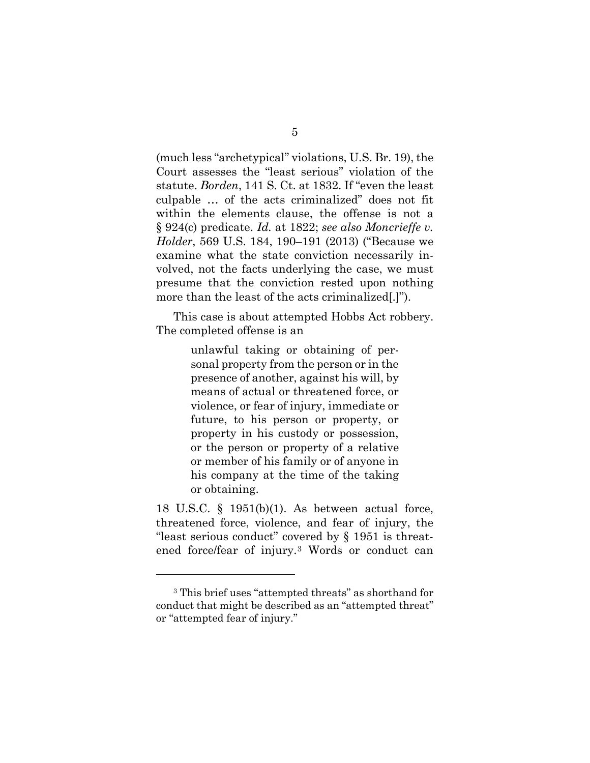(much less "archetypical" violations, U.S. Br. 19), the Court assesses the "least serious" violation of the statute. *Borden*, 141 S. Ct. at 1832. If "even the least culpable … of the acts criminalized" does not fit within the elements clause, the offense is not a § 924(c) predicate. *Id.* at 1822; *see also Moncrieffe v. Holder*, 569 U.S. 184, 190–191 (2013) ("Because we examine what the state conviction necessarily involved, not the facts underlying the case, we must presume that the conviction rested upon nothing more than the least of the acts criminalized[.]").

This case is about attempted Hobbs Act robbery. The completed offense is an

> unlawful taking or obtaining of personal property from the person or in the presence of another, against his will, by means of actual or threatened force, or violence, or fear of injury, immediate or future, to his person or property, or property in his custody or possession, or the person or property of a relative or member of his family or of anyone in his company at the time of the taking or obtaining.

18 U.S.C. § 1951(b)(1). As between actual force, threatened force, violence, and fear of injury, the "least serious conduct" covered by § 1951 is threatened force/fear of injury.[3] Words or conduct can

---

[3] This brief uses "attempted threats" as shorthand for conduct that might be described as an "attempted threat" or "attempted fear of injury."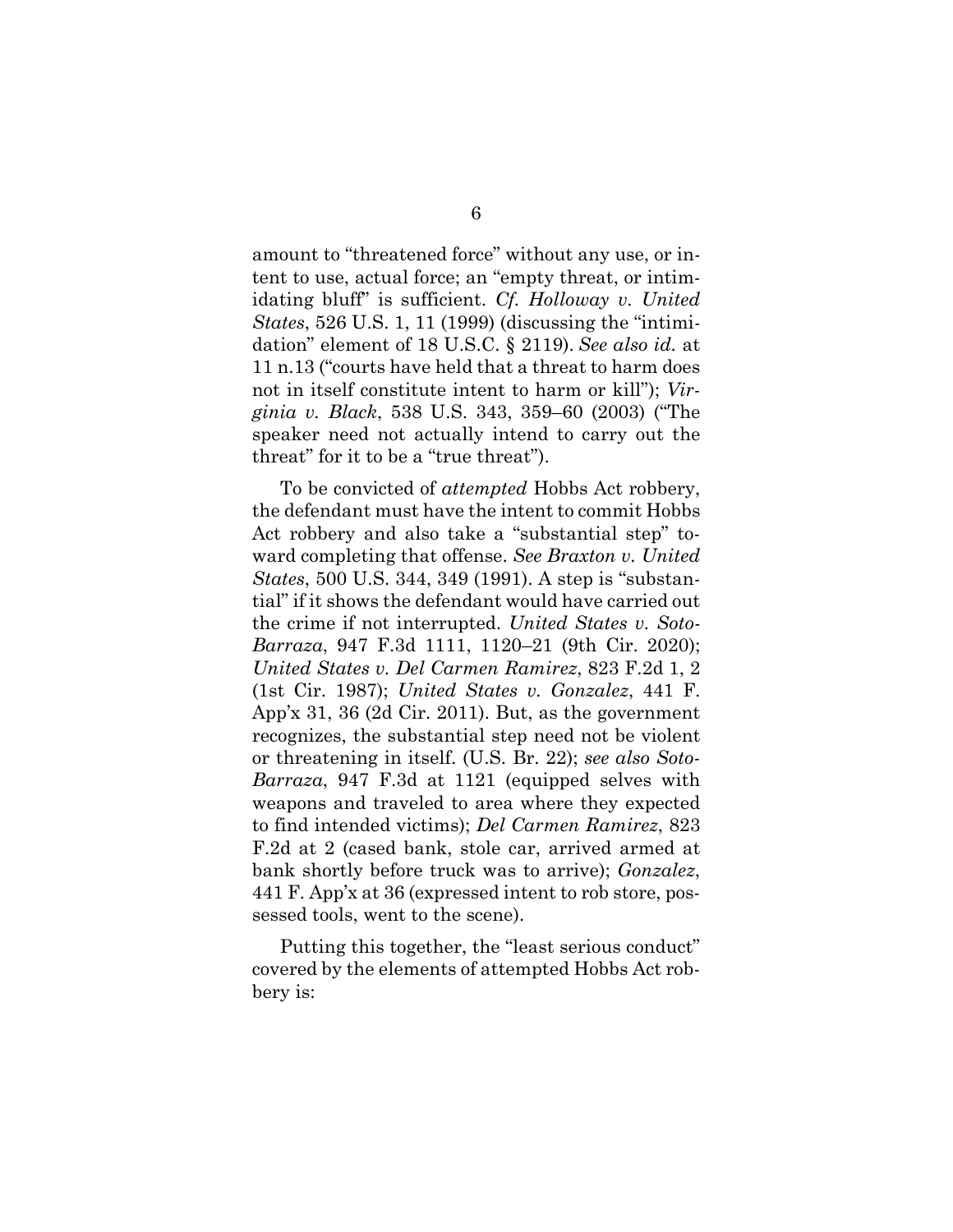amount to "threatened force" without any use, or intent to use, actual force; an "empty threat, or intimidating bluff" is sufficient. *Cf. Holloway v. United States*, 526 U.S. 1, 11 (1999) (discussing the "intimidation" element of 18 U.S.C. § 2119). *See also id.* at 11 n.13 ("courts have held that a threat to harm does not in itself constitute intent to harm or kill"); *Virginia v. Black*, 538 U.S. 343, 359–60 (2003) ("The speaker need not actually intend to carry out the threat" for it to be a "true threat").

To be convicted of *attempted* Hobbs Act robbery, the defendant must have the intent to commit Hobbs Act robbery and also take a "substantial step" toward completing that offense. *See Braxton v. United States*, 500 U.S. 344, 349 (1991). A step is "substantial" if it shows the defendant would have carried out the crime if not interrupted. *United States v. Soto-Barraza*, 947 F.3d 1111, 1120–21 (9th Cir. 2020); *United States v. Del Carmen Ramirez*, 823 F.2d 1, 2 (1st Cir. 1987); *United States v. Gonzalez*, 441 F. App'x 31, 36 (2d Cir. 2011). But, as the government recognizes, the substantial step need not be violent or threatening in itself. (U.S. Br. 22); *see also Soto-Barraza*, 947 F.3d at 1121 (equipped selves with weapons and traveled to area where they expected to find intended victims); *Del Carmen Ramirez*, 823 F.2d at 2 (cased bank, stole car, arrived armed at bank shortly before truck was to arrive); *Gonzalez*, 441 F. App'x at 36 (expressed intent to rob store, possessed tools, went to the scene).

Putting this together, the "least serious conduct" covered by the elements of attempted Hobbs Act robbery is: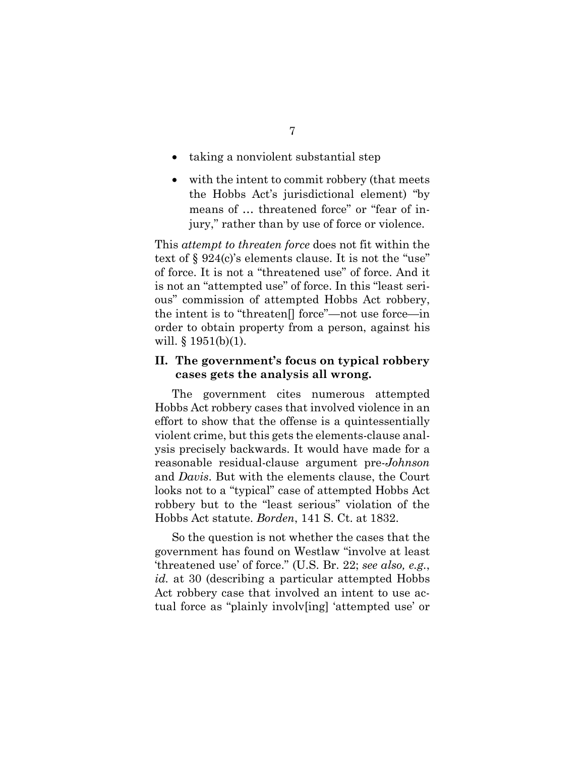- taking a nonviolent substantial step
- with the intent to commit robbery (that meets the Hobbs Act's jurisdictional element) "by means of … threatened force" or "fear of injury," rather than by use of force or violence.

This *attempt to threaten force* does not fit within the text of § 924(c)'s elements clause. It is not the "use" of force. It is not a "threatened use" of force. And it is not an "attempted use" of force. In this "least serious" commission of attempted Hobbs Act robbery, the intent is to "threaten[] force"—not use force—in order to obtain property from a person, against his will. § 1951(b)(1).

## II. The government's focus on typical robbery cases gets the analysis all wrong.

The government cites numerous attempted Hobbs Act robbery cases that involved violence in an effort to show that the offense is a quintessentially violent crime, but this gets the elements-clause analysis precisely backwards. It would have made for a reasonable residual-clause argument pre-*Johnson* and *Davis*. But with the elements clause, the Court looks not to a "typical" case of attempted Hobbs Act robbery but to the "least serious" violation of the Hobbs Act statute. *Borden*, 141 S. Ct. at 1832.

So the question is not whether the cases that the government has found on Westlaw "involve at least 'threatened use' of force." (U.S. Br. 22; *see also, e.g.*, *id.* at 30 (describing a particular attempted Hobbs Act robbery case that involved an intent to use actual force as "plainly involv[ing] 'attempted use' or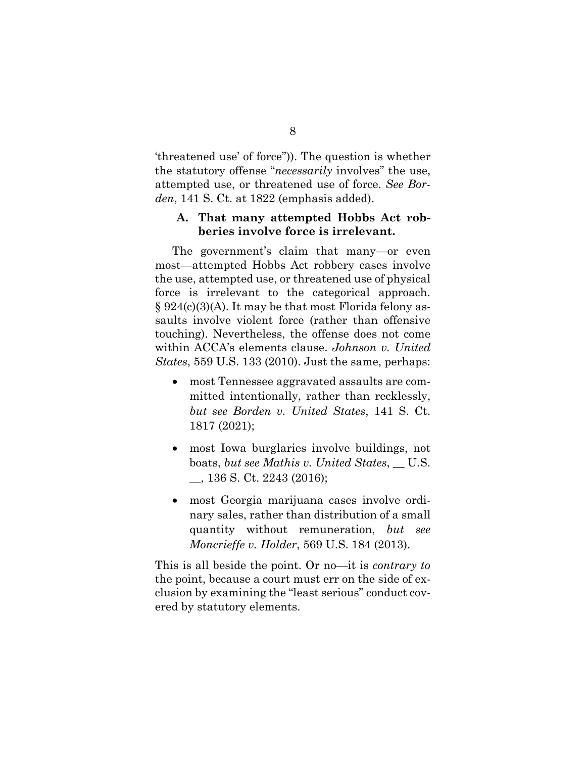'threatened use' of force")). The question is whether the statutory offense "*necessarily* involves" the use, attempted use, or threatened use of force. *See Borden*, 141 S. Ct. at 1822 (emphasis added).

### A. That many attempted Hobbs Act robberies involve force is irrelevant.

The government's claim that many—or even most—attempted Hobbs Act robbery cases involve the use, attempted use, or threatened use of physical force is irrelevant to the categorical approach. § 924(c)(3)(A). It may be that most Florida felony assaults involve violent force (rather than offensive touching). Nevertheless, the offense does not come within ACCA's elements clause. *Johnson v. United States*, 559 U.S. 133 (2010). Just the same, perhaps:

- most Tennessee aggravated assaults are committed intentionally, rather than recklessly, *but see Borden v. United States*, 141 S. Ct. 1817 (2021);
- most Iowa burglaries involve buildings, not boats, *but see Mathis v. United States*, __ U.S. __, 136 S. Ct. 2243 (2016);
- most Georgia marijuana cases involve ordinary sales, rather than distribution of a small quantity without remuneration, *but see Moncrieffe v. Holder*, 569 U.S. 184 (2013).

This is all beside the point. Or no—it is *contrary to* the point, because a court must err on the side of exclusion by examining the "least serious" conduct covered by statutory elements.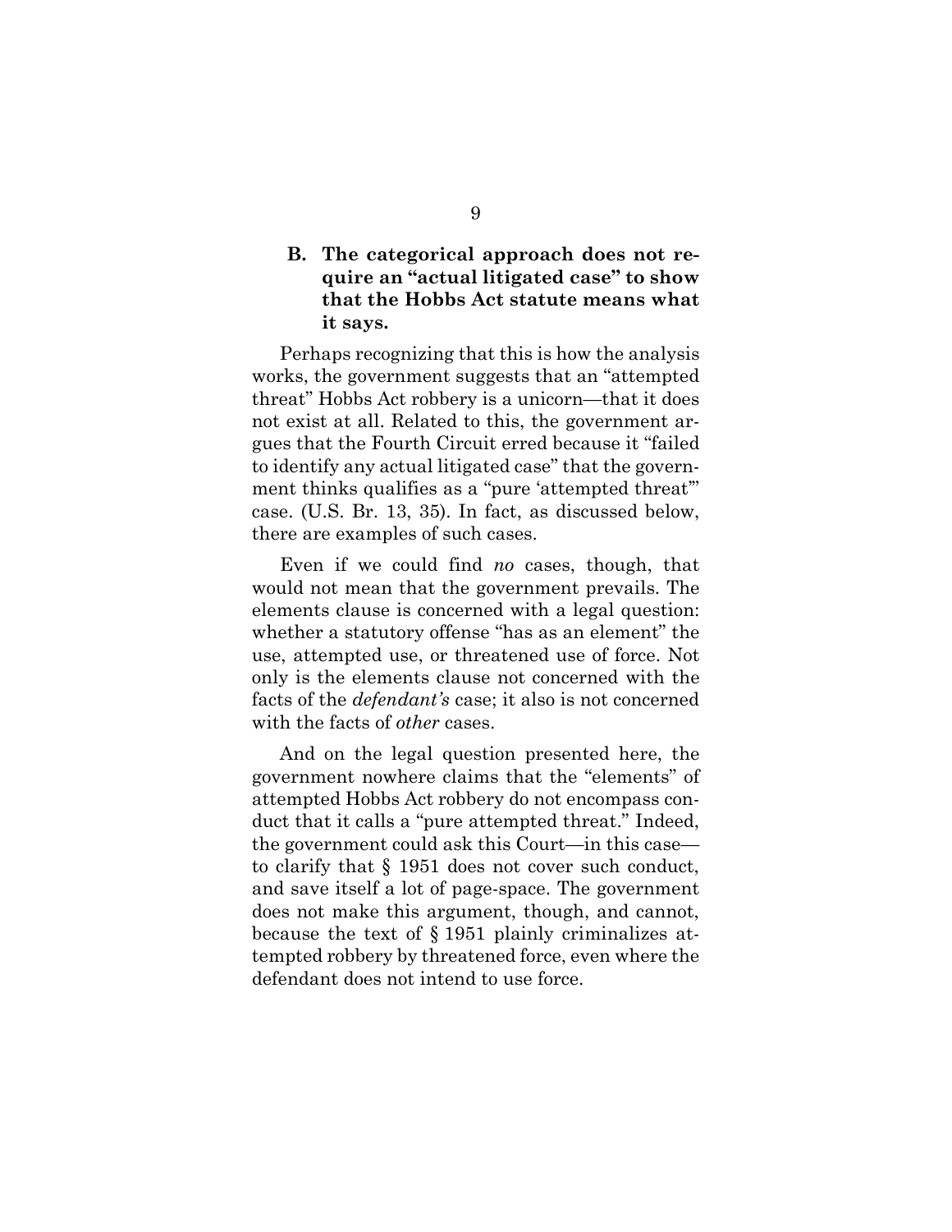### B. The categorical approach does not require an "actual litigated case" to show that the Hobbs Act statute means what it says.

Perhaps recognizing that this is how the analysis works, the government suggests that an "attempted threat" Hobbs Act robbery is a unicorn—that it does not exist at all. Related to this, the government argues that the Fourth Circuit erred because it "failed to identify any actual litigated case" that the government thinks qualifies as a "pure 'attempted threat'" case. (U.S. Br. 13, 35). In fact, as discussed below, there are examples of such cases.

Even if we could find *no* cases, though, that would not mean that the government prevails. The elements clause is concerned with a legal question: whether a statutory offense "has as an element" the use, attempted use, or threatened use of force. Not only is the elements clause not concerned with the facts of the *defendant's* case; it also is not concerned with the facts of *other* cases.

And on the legal question presented here, the government nowhere claims that the "elements" of attempted Hobbs Act robbery do not encompass conduct that it calls a "pure attempted threat." Indeed, the government could ask this Court—in this case—to clarify that § 1951 does not cover such conduct, and save itself a lot of page-space. The government does not make this argument, though, and cannot, because the text of § 1951 plainly criminalizes attempted robbery by threatened force, even where the defendant does not intend to use force.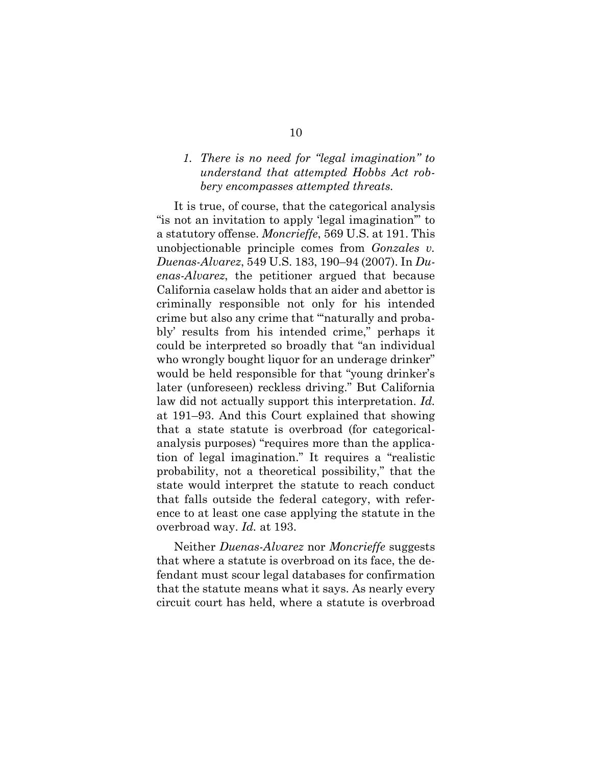### *1. There is no need for "legal imagination" to understand that attempted Hobbs Act robbery encompasses attempted threats.*

It is true, of course, that the categorical analysis "is not an invitation to apply 'legal imagination'" to a statutory offense. *Moncrieffe*, 569 U.S. at 191. This unobjectionable principle comes from *Gonzales v. Duenas-Alvarez*, 549 U.S. 183, 190–94 (2007). In *Duenas-Alvarez*, the petitioner argued that because California caselaw holds that an aider and abettor is criminally responsible not only for his intended crime but also any crime that "'naturally and probably' results from his intended crime," perhaps it could be interpreted so broadly that "an individual who wrongly bought liquor for an underage drinker" would be held responsible for that "young drinker's later (unforeseen) reckless driving." But California law did not actually support this interpretation. *Id.* at 191–93. And this Court explained that showing that a state statute is overbroad (for categorical-analysis purposes) "requires more than the application of legal imagination." It requires a "realistic probability, not a theoretical possibility," that the state would interpret the statute to reach conduct that falls outside the federal category, with reference to at least one case applying the statute in the overbroad way. *Id.* at 193.

Neither *Duenas-Alvarez* nor *Moncrieffe* suggests that where a statute is overbroad on its face, the defendant must scour legal databases for confirmation that the statute means what it says. As nearly every circuit court has held, where a statute is overbroad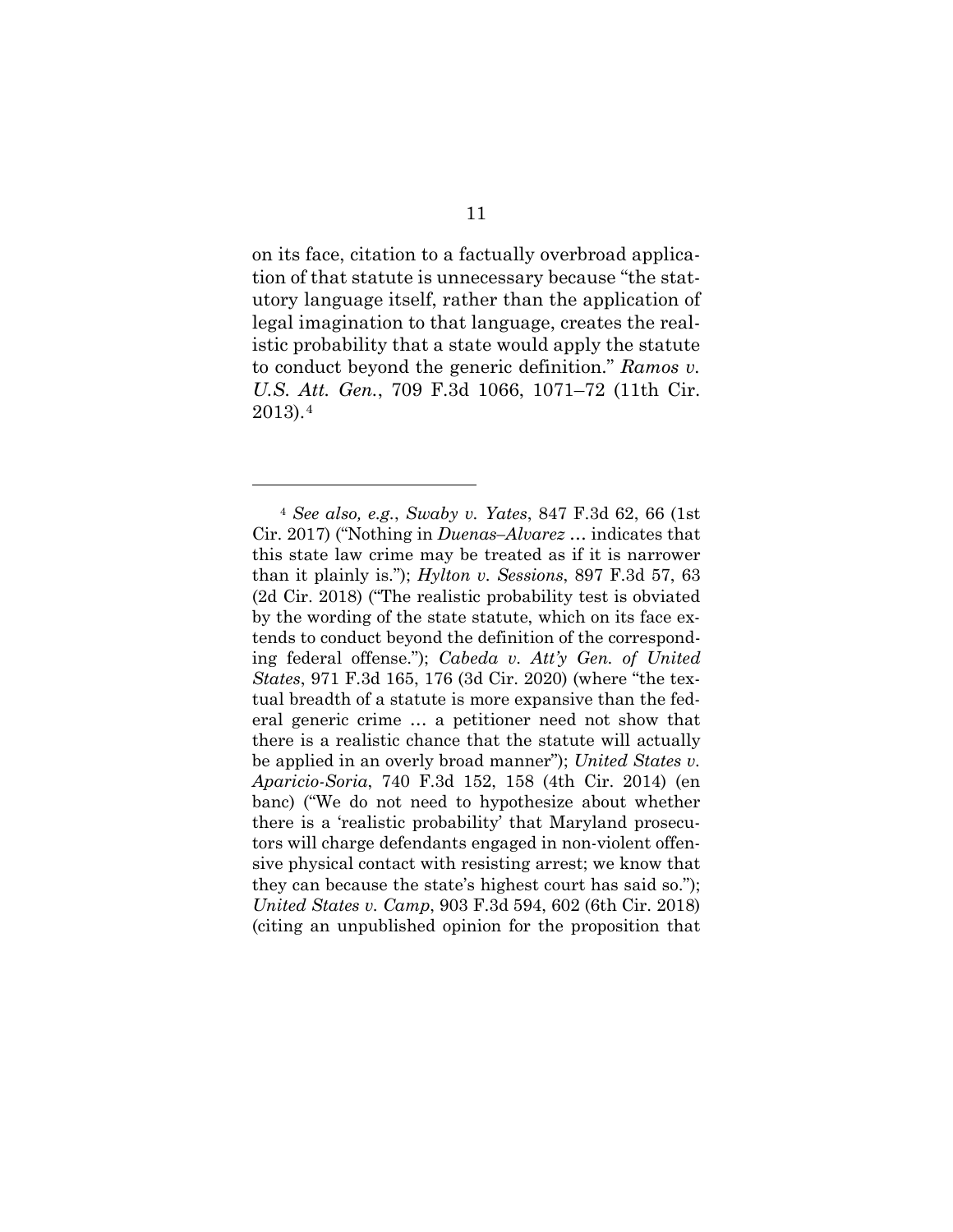on its face, citation to a factually overbroad application of that statute is unnecessary because "the statutory language itself, rather than the application of legal imagination to that language, creates the realistic probability that a state would apply the statute to conduct beyond the generic definition." *Ramos v. U.S. Att. Gen.*, 709 F.3d 1066, 1071–72 (11th Cir. 2013).[4]

---

[4] *See also, e.g.*, *Swaby v. Yates*, 847 F.3d 62, 66 (1st Cir. 2017) ("Nothing in *Duenas–Alvarez* … indicates that this state law crime may be treated as if it is narrower than it plainly is."); *Hylton v. Sessions*, 897 F.3d 57, 63 (2d Cir. 2018) ("The realistic probability test is obviated by the wording of the state statute, which on its face extends to conduct beyond the definition of the corresponding federal offense."); *Cabeda v. Att'y Gen. of United States*, 971 F.3d 165, 176 (3d Cir. 2020) (where "the textual breadth of a statute is more expansive than the federal generic crime … a petitioner need not show that there is a realistic chance that the statute will actually be applied in an overly broad manner"); *United States v. Aparicio-Soria*, 740 F.3d 152, 158 (4th Cir. 2014) (en banc) ("We do not need to hypothesize about whether there is a 'realistic probability' that Maryland prosecutors will charge defendants engaged in non-violent offensive physical contact with resisting arrest; we know that they can because the state's highest court has said so."); *United States v. Camp*, 903 F.3d 594, 602 (6th Cir. 2018) (citing an unpublished opinion for the proposition that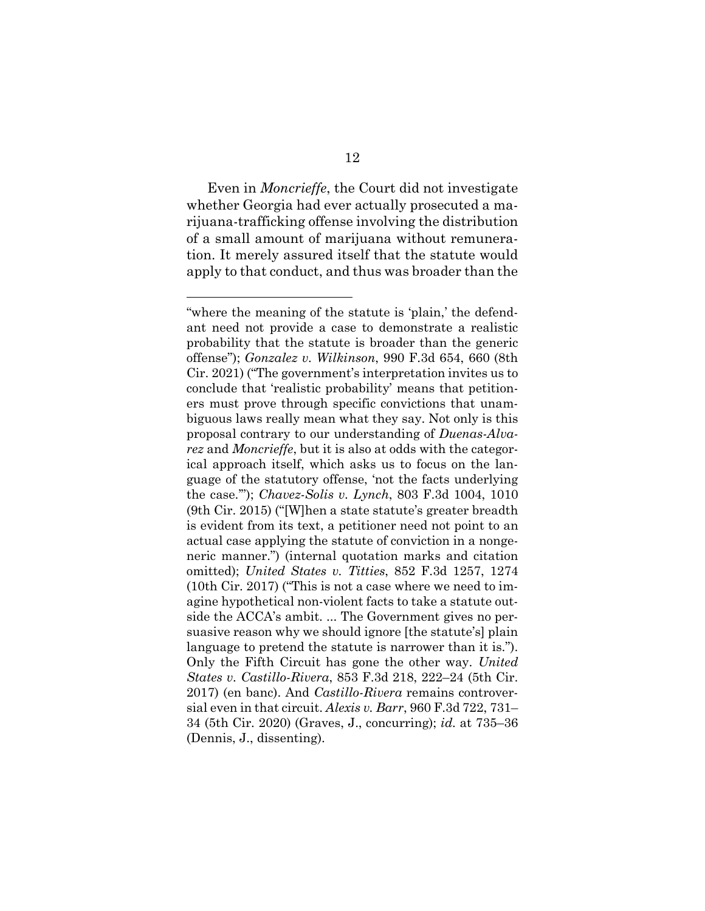Even in *Moncrieffe*, the Court did not investigate whether Georgia had ever actually prosecuted a marijuana-trafficking offense involving the distribution of a small amount of marijuana without remuneration. It merely assured itself that the statute would apply to that conduct, and thus was broader than the

---

"where the meaning of the statute is 'plain,' the defendant need not provide a case to demonstrate a realistic probability that the statute is broader than the generic offense"); *Gonzalez v. Wilkinson*, 990 F.3d 654, 660 (8th Cir. 2021) ("The government's interpretation invites us to conclude that 'realistic probability' means that petitioners must prove through specific convictions that unambiguous laws really mean what they say. Not only is this proposal contrary to our understanding of *Duenas-Alvarez* and *Moncrieffe*, but it is also at odds with the categorical approach itself, which asks us to focus on the language of the statutory offense, 'not the facts underlying the case.'"); *Chavez-Solis v. Lynch*, 803 F.3d 1004, 1010 (9th Cir. 2015) ("[W]hen a state statute's greater breadth is evident from its text, a petitioner need not point to an actual case applying the statute of conviction in a nongeneric manner.") (internal quotation marks and citation omitted); *United States v. Titties*, 852 F.3d 1257, 1274 (10th Cir. 2017) ("This is not a case where we need to imagine hypothetical non-violent facts to take a statute outside the ACCA's ambit. ... The Government gives no persuasive reason why we should ignore [the statute's] plain language to pretend the statute is narrower than it is."). Only the Fifth Circuit has gone the other way. *United States v. Castillo-Rivera*, 853 F.3d 218, 222–24 (5th Cir. 2017) (en banc). And *Castillo-Rivera* remains controversial even in that circuit. *Alexis v. Barr*, 960 F.3d 722, 731–34 (5th Cir. 2020) (Graves, J., concurring); *id.* at 735–36 (Dennis, J., dissenting).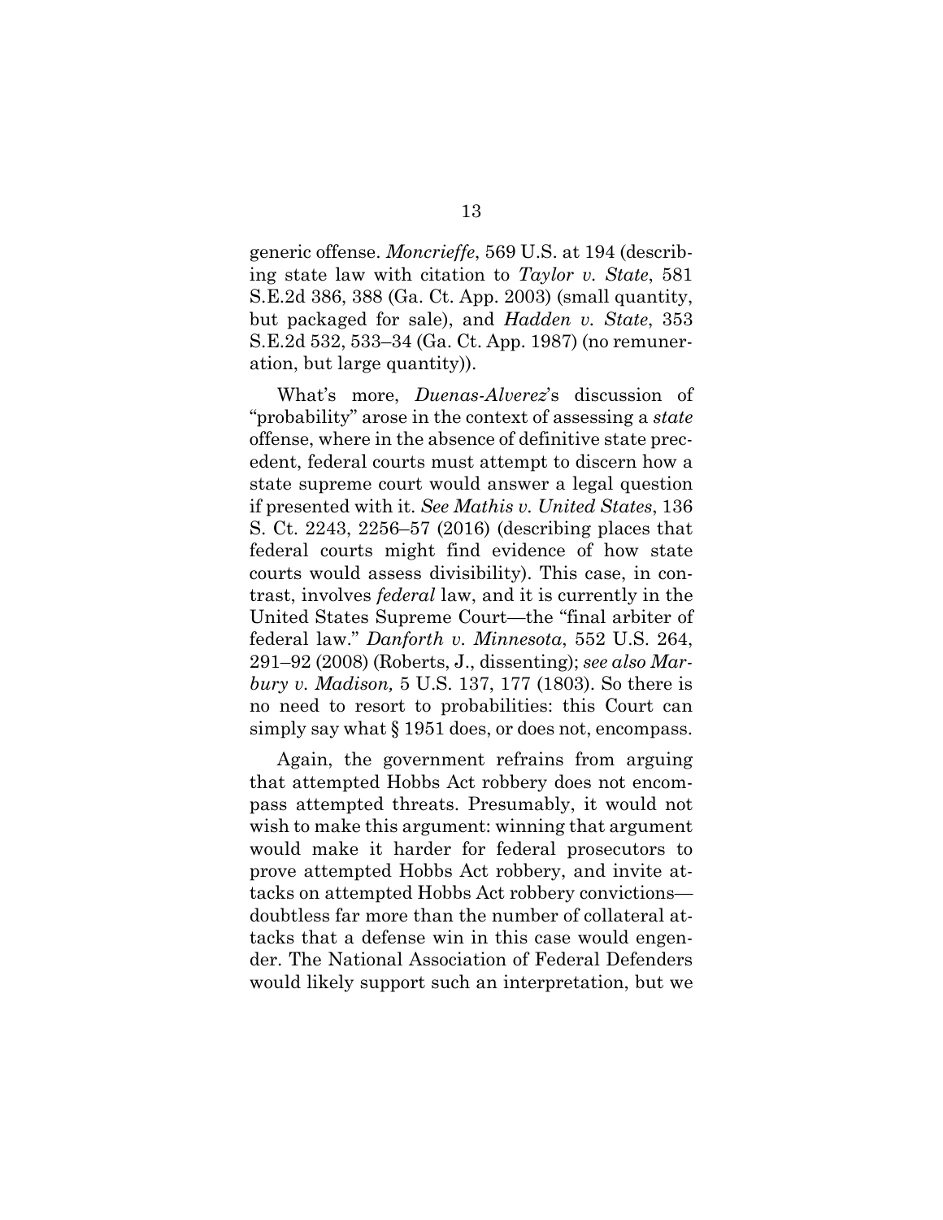generic offense. *Moncrieffe*, 569 U.S. at 194 (describing state law with citation to *Taylor v. State*, 581 S.E.2d 386, 388 (Ga. Ct. App. 2003) (small quantity, but packaged for sale), and *Hadden v. State*, 353 S.E.2d 532, 533–34 (Ga. Ct. App. 1987) (no remuneration, but large quantity)).

What's more, *Duenas-Alverez*'s discussion of "probability" arose in the context of assessing a *state* offense, where in the absence of definitive state precedent, federal courts must attempt to discern how a state supreme court would answer a legal question if presented with it. *See Mathis v. United States*, 136 S. Ct. 2243, 2256–57 (2016) (describing places that federal courts might find evidence of how state courts would assess divisibility). This case, in contrast, involves *federal* law, and it is currently in the United States Supreme Court—the "final arbiter of federal law." *Danforth v. Minnesota*, 552 U.S. 264, 291–92 (2008) (Roberts, J., dissenting); *see also Marbury v. Madison,* 5 U.S. 137, 177 (1803). So there is no need to resort to probabilities: this Court can simply say what § 1951 does, or does not, encompass.

Again, the government refrains from arguing that attempted Hobbs Act robbery does not encompass attempted threats. Presumably, it would not wish to make this argument: winning that argument would make it harder for federal prosecutors to prove attempted Hobbs Act robbery, and invite attacks on attempted Hobbs Act robbery convictions—doubtless far more than the number of collateral attacks that a defense win in this case would engender. The National Association of Federal Defenders would likely support such an interpretation, but we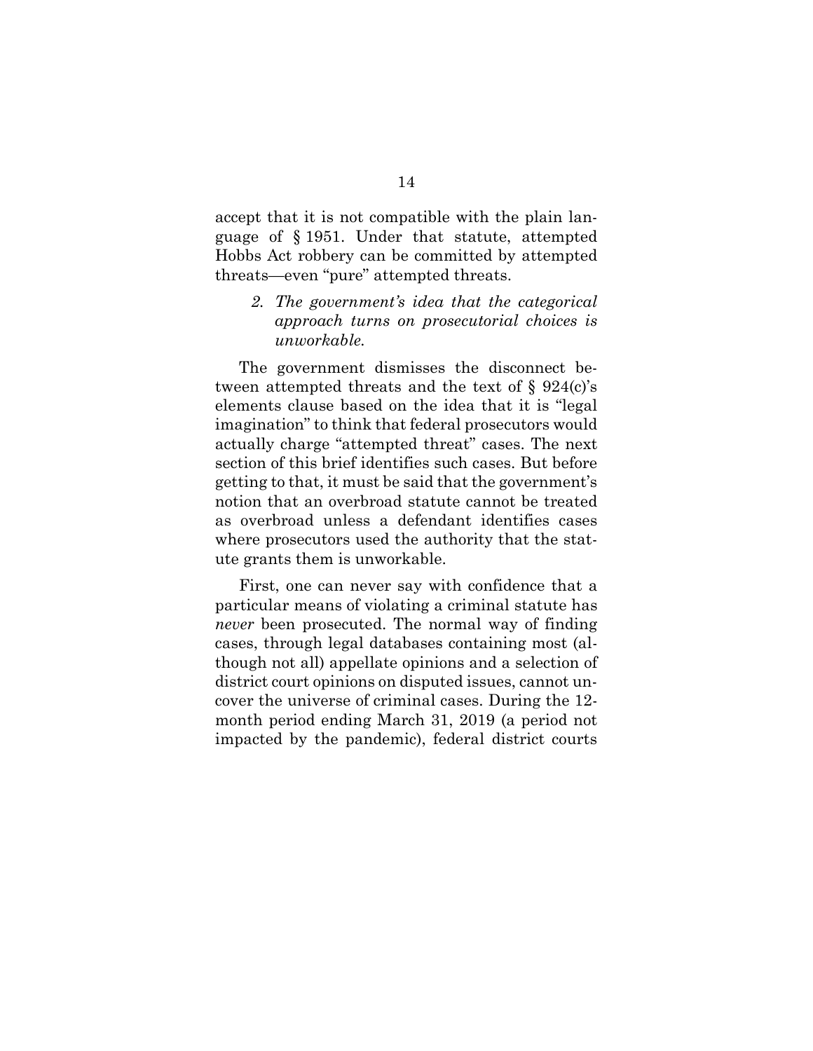accept that it is not compatible with the plain language of § 1951. Under that statute, attempted Hobbs Act robbery can be committed by attempted threats—even "pure" attempted threats.

2. *The government's idea that the categorical approach turns on prosecutorial choices is unworkable.*

The government dismisses the disconnect between attempted threats and the text of § 924(c)'s elements clause based on the idea that it is "legal imagination" to think that federal prosecutors would actually charge "attempted threat" cases. The next section of this brief identifies such cases. But before getting to that, it must be said that the government's notion that an overbroad statute cannot be treated as overbroad unless a defendant identifies cases where prosecutors used the authority that the statute grants them is unworkable.

First, one can never say with confidence that a particular means of violating a criminal statute has *never* been prosecuted. The normal way of finding cases, through legal databases containing most (although not all) appellate opinions and a selection of district court opinions on disputed issues, cannot uncover the universe of criminal cases. During the 12-month period ending March 31, 2019 (a period not impacted by the pandemic), federal district courts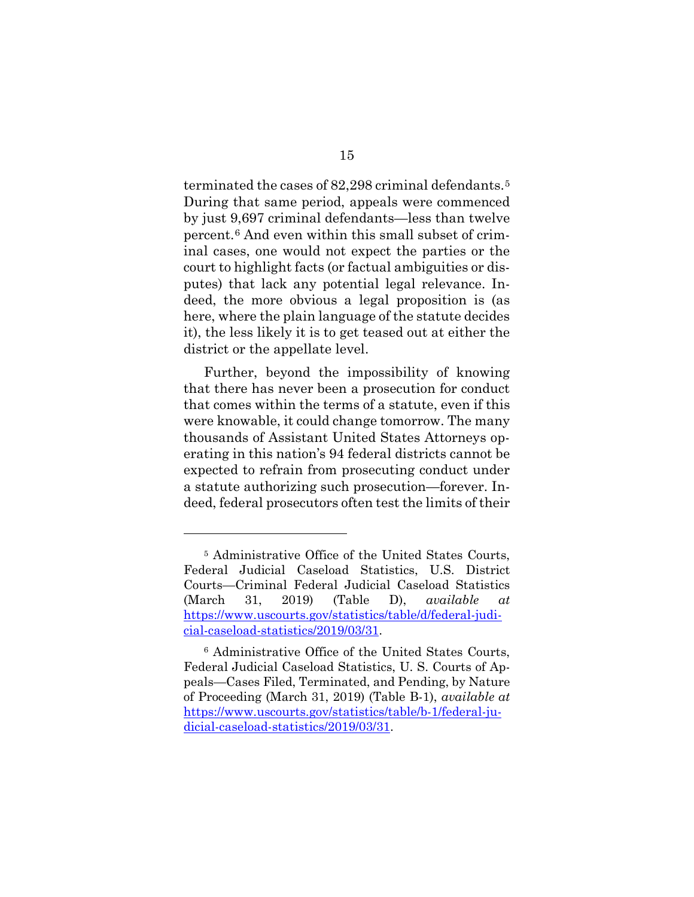terminated the cases of 82,298 criminal defendants.[5] During that same period, appeals were commenced by just 9,697 criminal defendants—less than twelve percent.[6] And even within this small subset of criminal cases, one would not expect the parties or the court to highlight facts (or factual ambiguities or disputes) that lack any potential legal relevance. Indeed, the more obvious a legal proposition is (as here, where the plain language of the statute decides it), the less likely it is to get teased out at either the district or the appellate level.

Further, beyond the impossibility of knowing that there has never been a prosecution for conduct that comes within the terms of a statute, even if this were knowable, it could change tomorrow. The many thousands of Assistant United States Attorneys operating in this nation's 94 federal districts cannot be expected to refrain from prosecuting conduct under a statute authorizing such prosecution—forever. Indeed, federal prosecutors often test the limits of their

---

[5] Administrative Office of the United States Courts, Federal Judicial Caseload Statistics, U.S. District Courts—Criminal Federal Judicial Caseload Statistics (March 31, 2019) (Table D), *available at* https://www.uscourts.gov/statistics/table/d/federal-judicial-caseload-statistics/2019/03/31.

[6] Administrative Office of the United States Courts, Federal Judicial Caseload Statistics, U. S. Courts of Appeals—Cases Filed, Terminated, and Pending, by Nature of Proceeding (March 31, 2019) (Table B-1), *available at* https://www.uscourts.gov/statistics/table/b-1/federal-judicial-caseload-statistics/2019/03/31.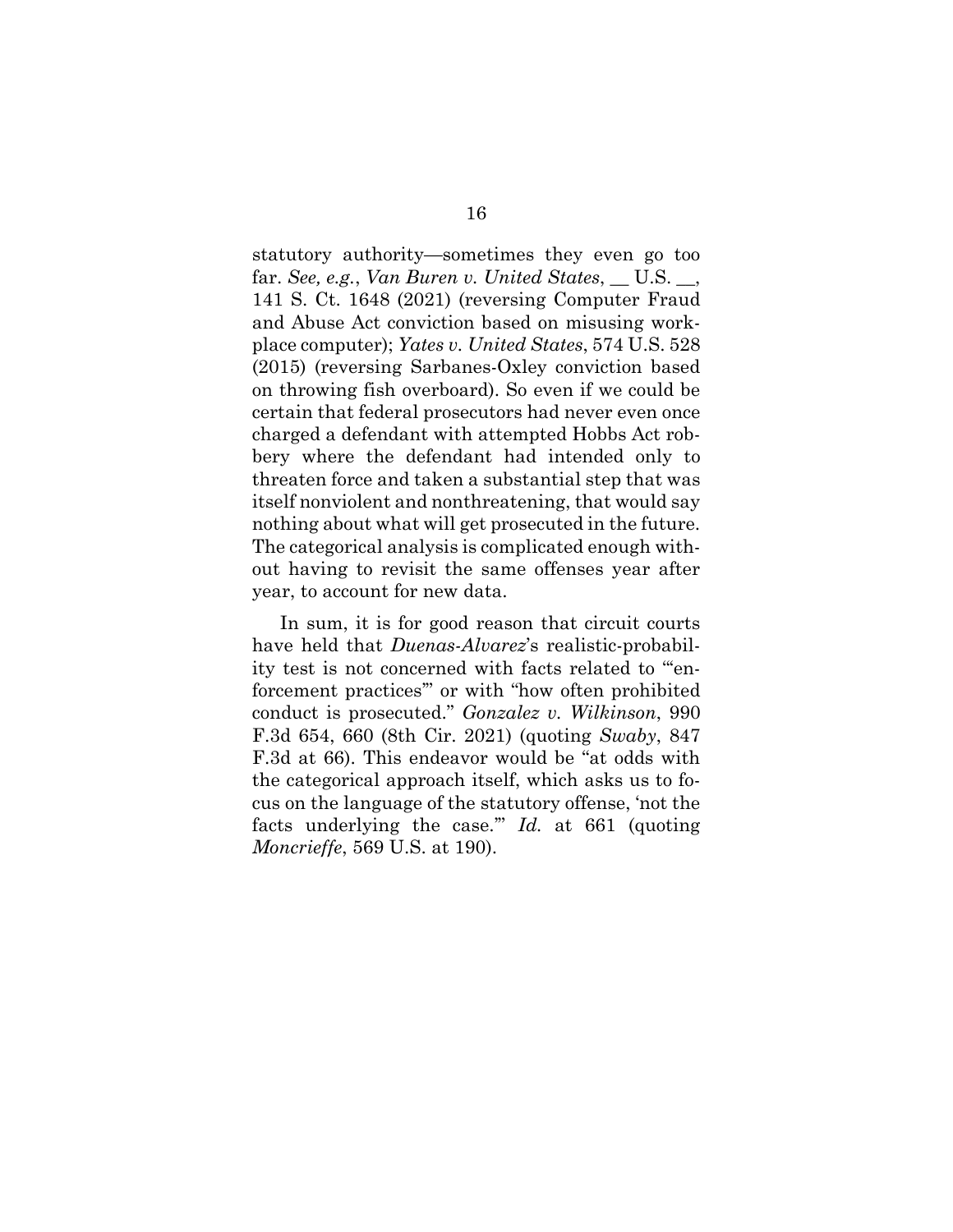statutory authority—sometimes they even go too far. *See, e.g.*, *Van Buren v. United States*, __ U.S. __, 141 S. Ct. 1648 (2021) (reversing Computer Fraud and Abuse Act conviction based on misusing workplace computer); *Yates v. United States*, 574 U.S. 528 (2015) (reversing Sarbanes-Oxley conviction based on throwing fish overboard). So even if we could be certain that federal prosecutors had never even once charged a defendant with attempted Hobbs Act robbery where the defendant had intended only to threaten force and taken a substantial step that was itself nonviolent and nonthreatening, that would say nothing about what will get prosecuted in the future. The categorical analysis is complicated enough without having to revisit the same offenses year after year, to account for new data.

In sum, it is for good reason that circuit courts have held that *Duenas-Alvarez*'s realistic-probability test is not concerned with facts related to "'enforcement practices'" or with "how often prohibited conduct is prosecuted." *Gonzalez v. Wilkinson*, 990 F.3d 654, 660 (8th Cir. 2021) (quoting *Swaby*, 847 F.3d at 66). This endeavor would be "at odds with the categorical approach itself, which asks us to focus on the language of the statutory offense, 'not the facts underlying the case.'" *Id.* at 661 (quoting *Moncrieffe*, 569 U.S. at 190).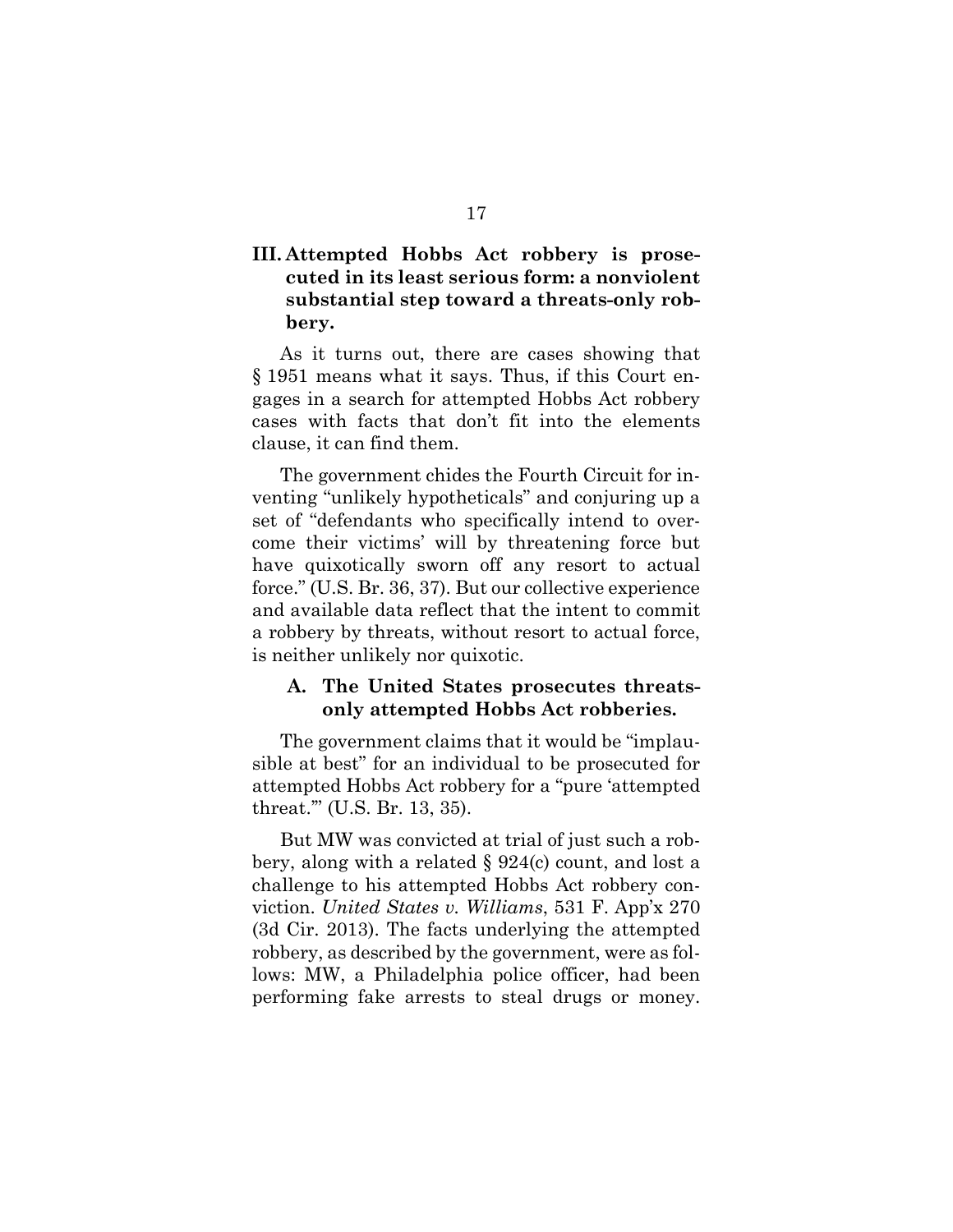## III. Attempted Hobbs Act robbery is prosecuted in its least serious form: a nonviolent substantial step toward a threats-only robbery.

As it turns out, there are cases showing that § 1951 means what it says. Thus, if this Court engages in a search for attempted Hobbs Act robbery cases with facts that don't fit into the elements clause, it can find them.

The government chides the Fourth Circuit for inventing "unlikely hypotheticals" and conjuring up a set of "defendants who specifically intend to overcome their victims' will by threatening force but have quixotically sworn off any resort to actual force." (U.S. Br. 36, 37). But our collective experience and available data reflect that the intent to commit a robbery by threats, without resort to actual force, is neither unlikely nor quixotic.

### A. The United States prosecutes threats-only attempted Hobbs Act robberies.

The government claims that it would be "implausible at best" for an individual to be prosecuted for attempted Hobbs Act robbery for a "pure 'attempted threat.'" (U.S. Br. 13, 35).

But MW was convicted at trial of just such a robbery, along with a related § 924(c) count, and lost a challenge to his attempted Hobbs Act robbery conviction. *United States v. Williams*, 531 F. App'x 270 (3d Cir. 2013). The facts underlying the attempted robbery, as described by the government, were as follows: MW, a Philadelphia police officer, had been performing fake arrests to steal drugs or money.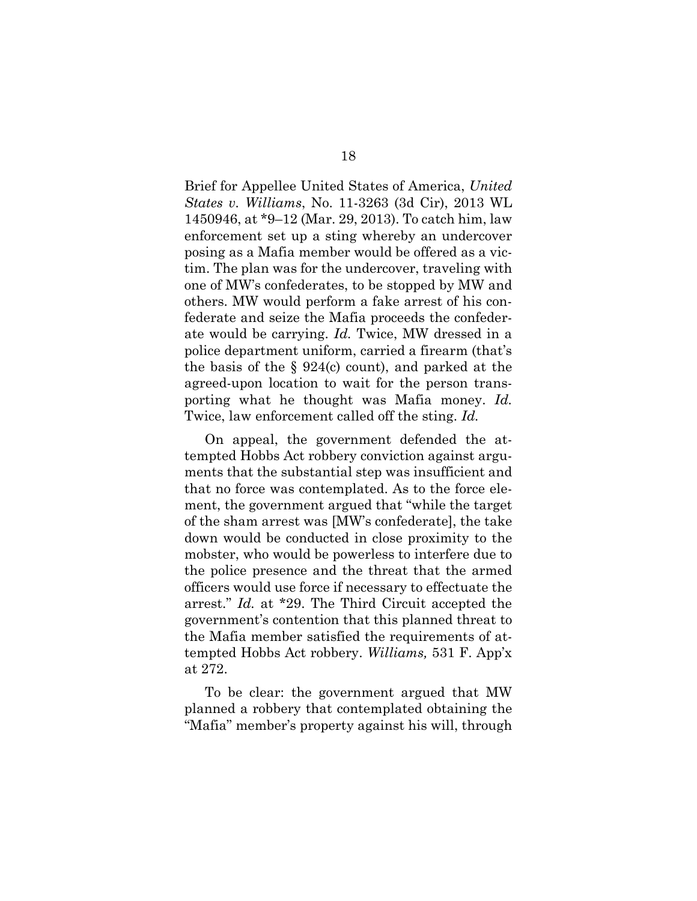Brief for Appellee United States of America, *United States v. Williams*, No. 11-3263 (3d Cir), 2013 WL 1450946, at *9–12 (Mar. 29, 2013). To catch him, law enforcement set up a sting whereby an undercover posing as a Mafia member would be offered as a victim. The plan was for the undercover, traveling with one of MW's confederates, to be stopped by MW and others. MW would perform a fake arrest of his confederate and seize the Mafia proceeds the confederate would be carrying. *Id.* Twice, MW dressed in a police department uniform, carried a firearm (that's the basis of the § 924(c) count), and parked at the agreed-upon location to wait for the person transporting what he thought was Mafia money. *Id.* Twice, law enforcement called off the sting. *Id.*

On appeal, the government defended the attempted Hobbs Act robbery conviction against arguments that the substantial step was insufficient and that no force was contemplated. As to the force element, the government argued that "while the target of the sham arrest was [MW's confederate], the take down would be conducted in close proximity to the mobster, who would be powerless to interfere due to the police presence and the threat that the armed officers would use force if necessary to effectuate the arrest." *Id.* at *29. The Third Circuit accepted the government's contention that this planned threat to the Mafia member satisfied the requirements of attempted Hobbs Act robbery. *Williams,* 531 F. App'x at 272.

To be clear: the government argued that MW planned a robbery that contemplated obtaining the "Mafia" member's property against his will, through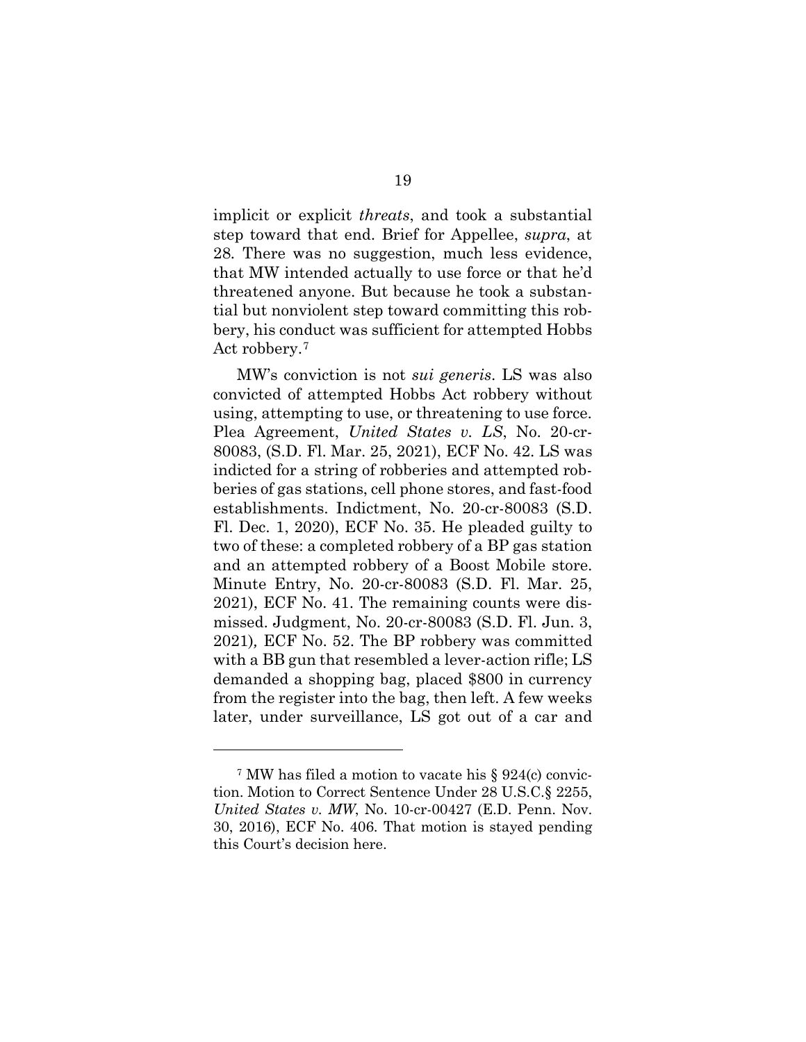implicit or explicit *threats*, and took a substantial step toward that end. Brief for Appellee, *supra*, at 28. There was no suggestion, much less evidence, that MW intended actually to use force or that he'd threatened anyone. But because he took a substantial but nonviolent step toward committing this robbery, his conduct was sufficient for attempted Hobbs Act robbery.[7]

MW's conviction is not *sui generis*. LS was also convicted of attempted Hobbs Act robbery without using, attempting to use, or threatening to use force. Plea Agreement, *United States v. LS*, No. 20-cr-80083, (S.D. Fl. Mar. 25, 2021), ECF No. 42. LS was indicted for a string of robberies and attempted robberies of gas stations, cell phone stores, and fast-food establishments. Indictment, No. 20-cr-80083 (S.D. Fl. Dec. 1, 2020), ECF No. 35. He pleaded guilty to two of these: a completed robbery of a BP gas station and an attempted robbery of a Boost Mobile store. Minute Entry, No. 20-cr-80083 (S.D. Fl. Mar. 25, 2021), ECF No. 41. The remaining counts were dismissed. Judgment, No. 20-cr-80083 (S.D. Fl. Jun. 3, 2021), ECF No. 52. The BP robbery was committed with a BB gun that resembled a lever-action rifle; LS demanded a shopping bag, placed $800 in currency from the register into the bag, then left. A few weeks later, under surveillance, LS got out of a car and

---

[7] MW has filed a motion to vacate his § 924(c) conviction. Motion to Correct Sentence Under 28 U.S.C.§ 2255, *United States v. MW*, No. 10-cr-00427 (E.D. Penn. Nov. 30, 2016), ECF No. 406. That motion is stayed pending this Court's decision here.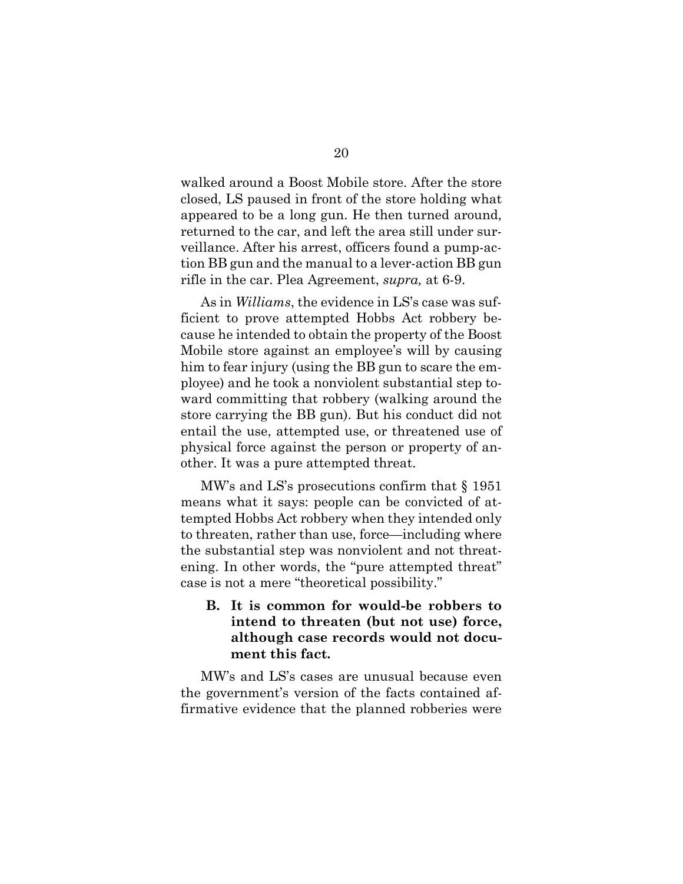walked around a Boost Mobile store. After the store closed, LS paused in front of the store holding what appeared to be a long gun. He then turned around, returned to the car, and left the area still under surveillance. After his arrest, officers found a pump-action BB gun and the manual to a lever-action BB gun rifle in the car. Plea Agreement, *supra,* at 6-9.

As in *Williams*, the evidence in LS's case was sufficient to prove attempted Hobbs Act robbery because he intended to obtain the property of the Boost Mobile store against an employee's will by causing him to fear injury (using the BB gun to scare the employee) and he took a nonviolent substantial step toward committing that robbery (walking around the store carrying the BB gun). But his conduct did not entail the use, attempted use, or threatened use of physical force against the person or property of another. It was a pure attempted threat.

MW's and LS's prosecutions confirm that § 1951 means what it says: people can be convicted of attempted Hobbs Act robbery when they intended only to threaten, rather than use, force—including where the substantial step was nonviolent and not threatening. In other words, the "pure attempted threat" case is not a mere "theoretical possibility."

### B. It is common for would-be robbers to intend to threaten (but not use) force, although case records would not document this fact.

MW's and LS's cases are unusual because even the government's version of the facts contained affirmative evidence that the planned robberies were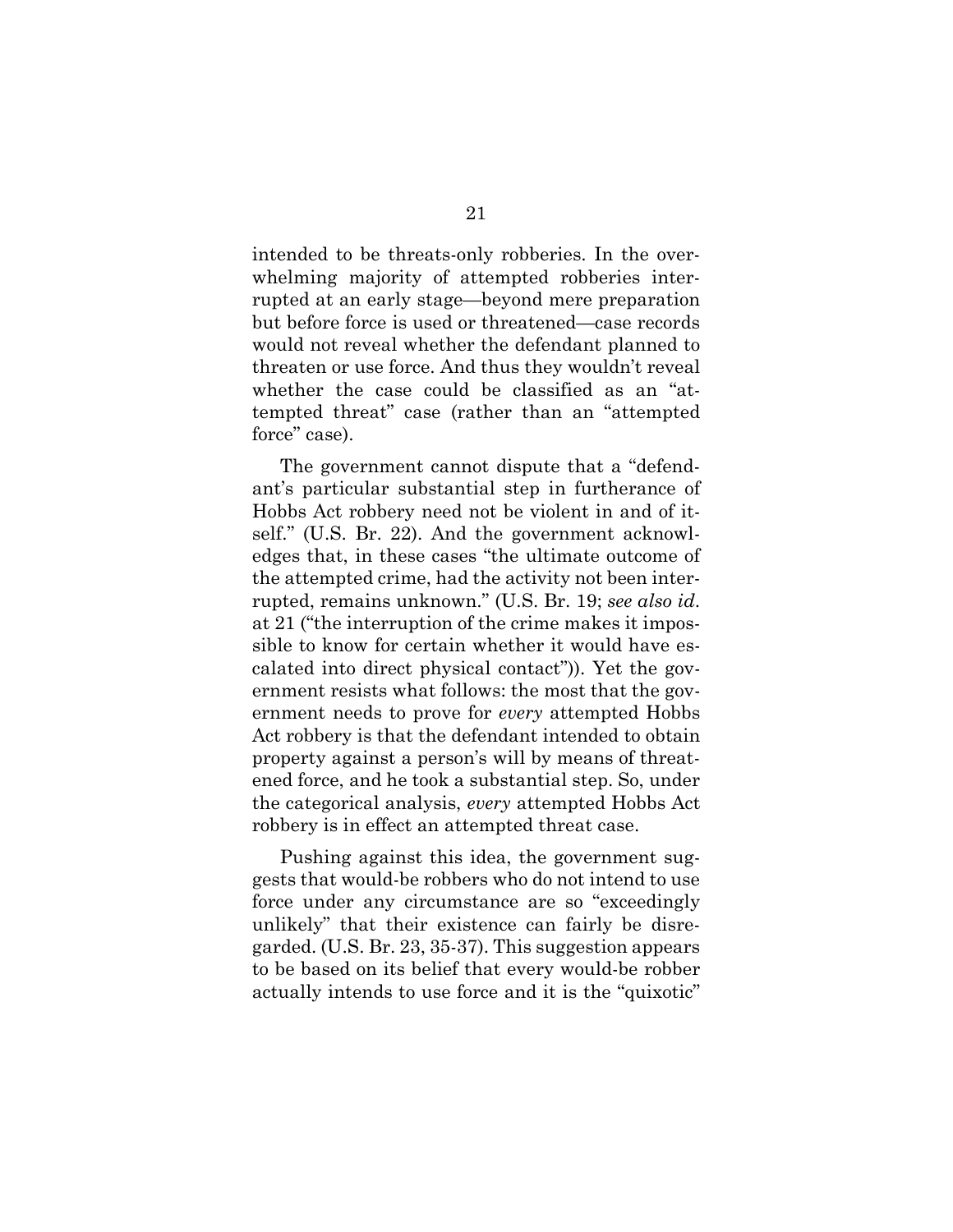intended to be threats-only robberies. In the overwhelming majority of attempted robberies interrupted at an early stage—beyond mere preparation but before force is used or threatened—case records would not reveal whether the defendant planned to threaten or use force. And thus they wouldn't reveal whether the case could be classified as an "attempted threat" case (rather than an "attempted force" case).

The government cannot dispute that a "defendant's particular substantial step in furtherance of Hobbs Act robbery need not be violent in and of itself." (U.S. Br. 22). And the government acknowledges that, in these cases "the ultimate outcome of the attempted crime, had the activity not been interrupted, remains unknown." (U.S. Br. 19; *see also id.* at 21 ("the interruption of the crime makes it impossible to know for certain whether it would have escalated into direct physical contact")). Yet the government resists what follows: the most that the government needs to prove for *every* attempted Hobbs Act robbery is that the defendant intended to obtain property against a person's will by means of threatened force, and he took a substantial step. So, under the categorical analysis, *every* attempted Hobbs Act robbery is in effect an attempted threat case.

Pushing against this idea, the government suggests that would-be robbers who do not intend to use force under any circumstance are so "exceedingly unlikely" that their existence can fairly be disregarded. (U.S. Br. 23, 35-37). This suggestion appears to be based on its belief that every would-be robber actually intends to use force and it is the "quixotic"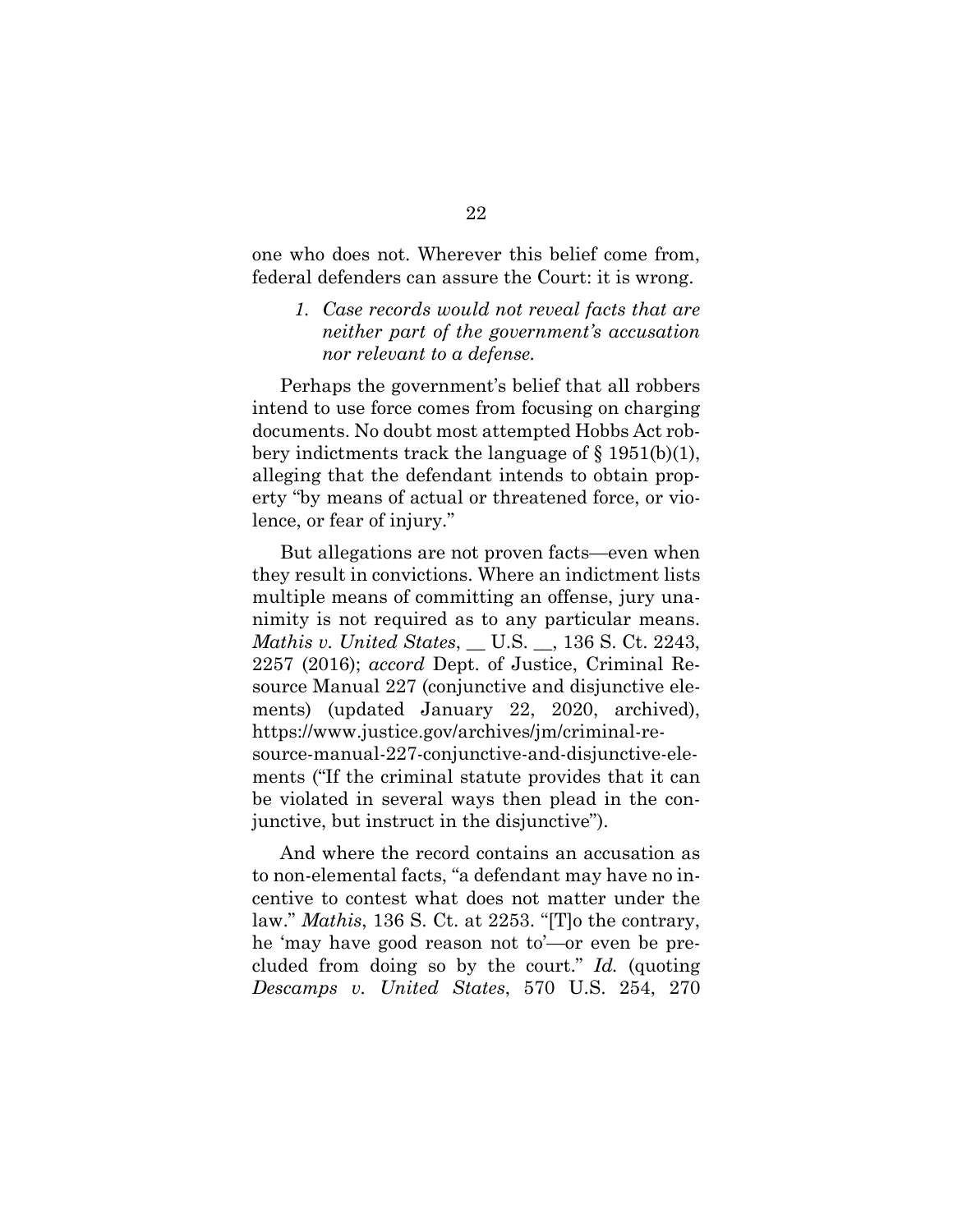one who does not. Wherever this belief come from, federal defenders can assure the Court: it is wrong.

*1. Case records would not reveal facts that are neither part of the government's accusation nor relevant to a defense.*

Perhaps the government's belief that all robbers intend to use force comes from focusing on charging documents. No doubt most attempted Hobbs Act robbery indictments track the language of § 1951(b)(1), alleging that the defendant intends to obtain property "by means of actual or threatened force, or violence, or fear of injury."

But allegations are not proven facts—even when they result in convictions. Where an indictment lists multiple means of committing an offense, jury unanimity is not required as to any particular means. *Mathis v. United States*, __ U.S. __, 136 S. Ct. 2243, 2257 (2016); *accord* Dept. of Justice, Criminal Resource Manual 227 (conjunctive and disjunctive elements) (updated January 22, 2020, archived), https://www.justice.gov/archives/jm/criminal-resource-manual-227-conjunctive-and-disjunctive-elements ("If the criminal statute provides that it can be violated in several ways then plead in the conjunctive, but instruct in the disjunctive").

And where the record contains an accusation as to non-elemental facts, "a defendant may have no incentive to contest what does not matter under the law." *Mathis*, 136 S. Ct. at 2253. "[T]o the contrary, he 'may have good reason not to'—or even be precluded from doing so by the court." *Id.* (quoting *Descamps v. United States*, 570 U.S. 254, 270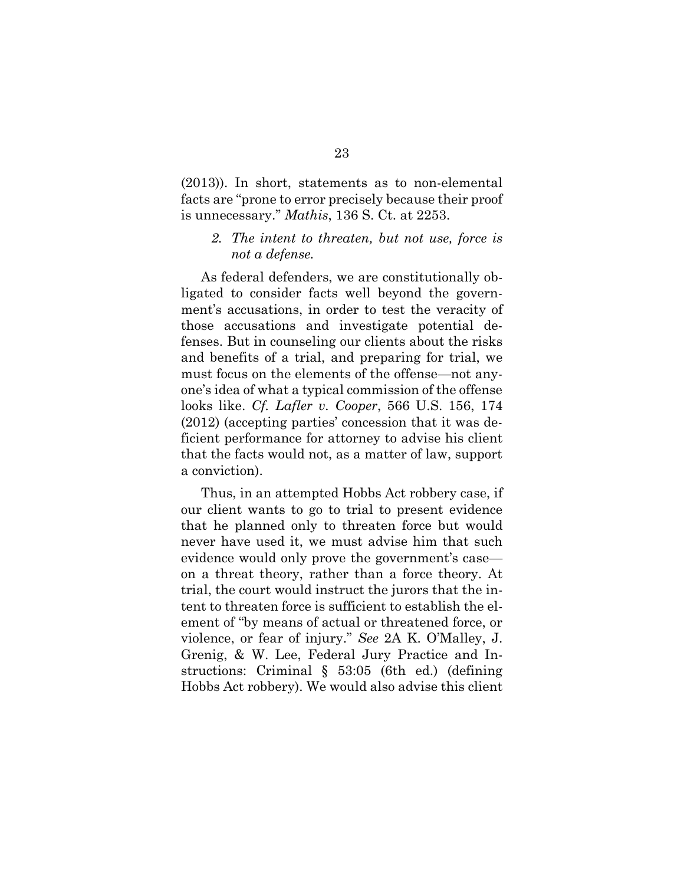(2013)). In short, statements as to non-elemental facts are "prone to error precisely because their proof is unnecessary." *Mathis*, 136 S. Ct. at 2253.

### *2. The intent to threaten, but not use, force is not a defense.*

As federal defenders, we are constitutionally obligated to consider facts well beyond the government's accusations, in order to test the veracity of those accusations and investigate potential defenses. But in counseling our clients about the risks and benefits of a trial, and preparing for trial, we must focus on the elements of the offense—not anyone's idea of what a typical commission of the offense looks like. *Cf. Lafler v. Cooper*, 566 U.S. 156, 174 (2012) (accepting parties' concession that it was deficient performance for attorney to advise his client that the facts would not, as a matter of law, support a conviction).

Thus, in an attempted Hobbs Act robbery case, if our client wants to go to trial to present evidence that he planned only to threaten force but would never have used it, we must advise him that such evidence would only prove the government's case—on a threat theory, rather than a force theory. At trial, the court would instruct the jurors that the intent to threaten force is sufficient to establish the element of "by means of actual or threatened force, or violence, or fear of injury." *See* 2A K. O'Malley, J. Grenig, & W. Lee, Federal Jury Practice and Instructions: Criminal § 53:05 (6th ed.) (defining Hobbs Act robbery). We would also advise this client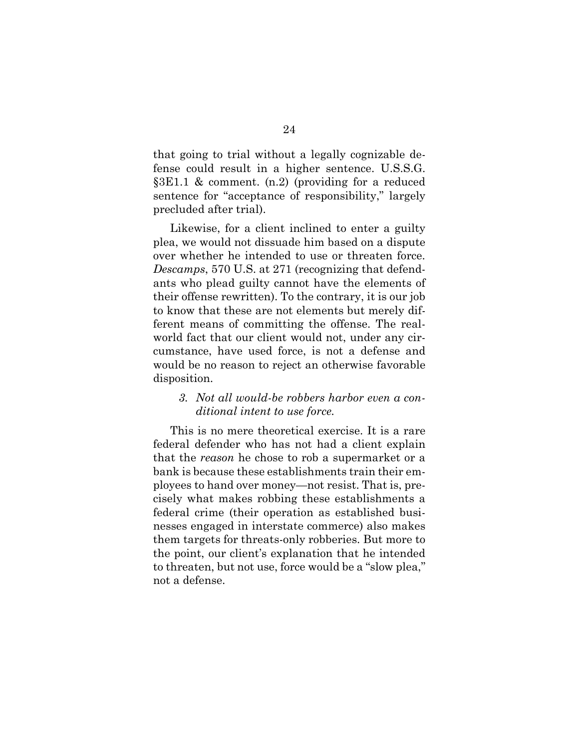that going to trial without a legally cognizable defense could result in a higher sentence. U.S.S.G. §3E1.1 & comment. (n.2) (providing for a reduced sentence for "acceptance of responsibility," largely precluded after trial).

Likewise, for a client inclined to enter a guilty plea, we would not dissuade him based on a dispute over whether he intended to use or threaten force. *Descamps*, 570 U.S. at 271 (recognizing that defendants who plead guilty cannot have the elements of their offense rewritten). To the contrary, it is our job to know that these are not elements but merely different means of committing the offense. The real-world fact that our client would not, under any circumstance, have used force, is not a defense and would be no reason to reject an otherwise favorable disposition.

*3. Not all would-be robbers harbor even a conditional intent to use force.*

This is no mere theoretical exercise. It is a rare federal defender who has not had a client explain that the *reason* he chose to rob a supermarket or a bank is because these establishments train their employees to hand over money—not resist. That is, precisely what makes robbing these establishments a federal crime (their operation as established businesses engaged in interstate commerce) also makes them targets for threats-only robberies. But more to the point, our client's explanation that he intended to threaten, but not use, force would be a "slow plea," not a defense.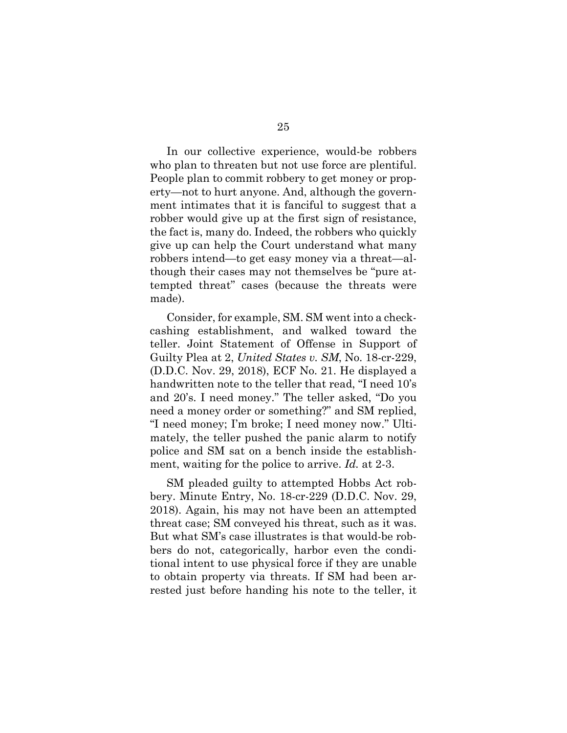In our collective experience, would-be robbers who plan to threaten but not use force are plentiful. People plan to commit robbery to get money or property—not to hurt anyone. And, although the government intimates that it is fanciful to suggest that a robber would give up at the first sign of resistance, the fact is, many do. Indeed, the robbers who quickly give up can help the Court understand what many robbers intend—to get easy money via a threat—although their cases may not themselves be "pure attempted threat" cases (because the threats were made).

Consider, for example, SM. SM went into a check-cashing establishment, and walked toward the teller. Joint Statement of Offense in Support of Guilty Plea at 2, *United States v. SM*, No. 18-cr-229, (D.D.C. Nov. 29, 2018), ECF No. 21. He displayed a handwritten note to the teller that read, "I need 10's and 20's. I need money." The teller asked, "Do you need a money order or something?" and SM replied, "I need money; I'm broke; I need money now." Ultimately, the teller pushed the panic alarm to notify police and SM sat on a bench inside the establishment, waiting for the police to arrive. *Id.* at 2-3.

SM pleaded guilty to attempted Hobbs Act robbery. Minute Entry, No. 18-cr-229 (D.D.C. Nov. 29, 2018). Again, his may not have been an attempted threat case; SM conveyed his threat, such as it was. But what SM's case illustrates is that would-be robbers do not, categorically, harbor even the conditional intent to use physical force if they are unable to obtain property via threats. If SM had been arrested just before handing his note to the teller, it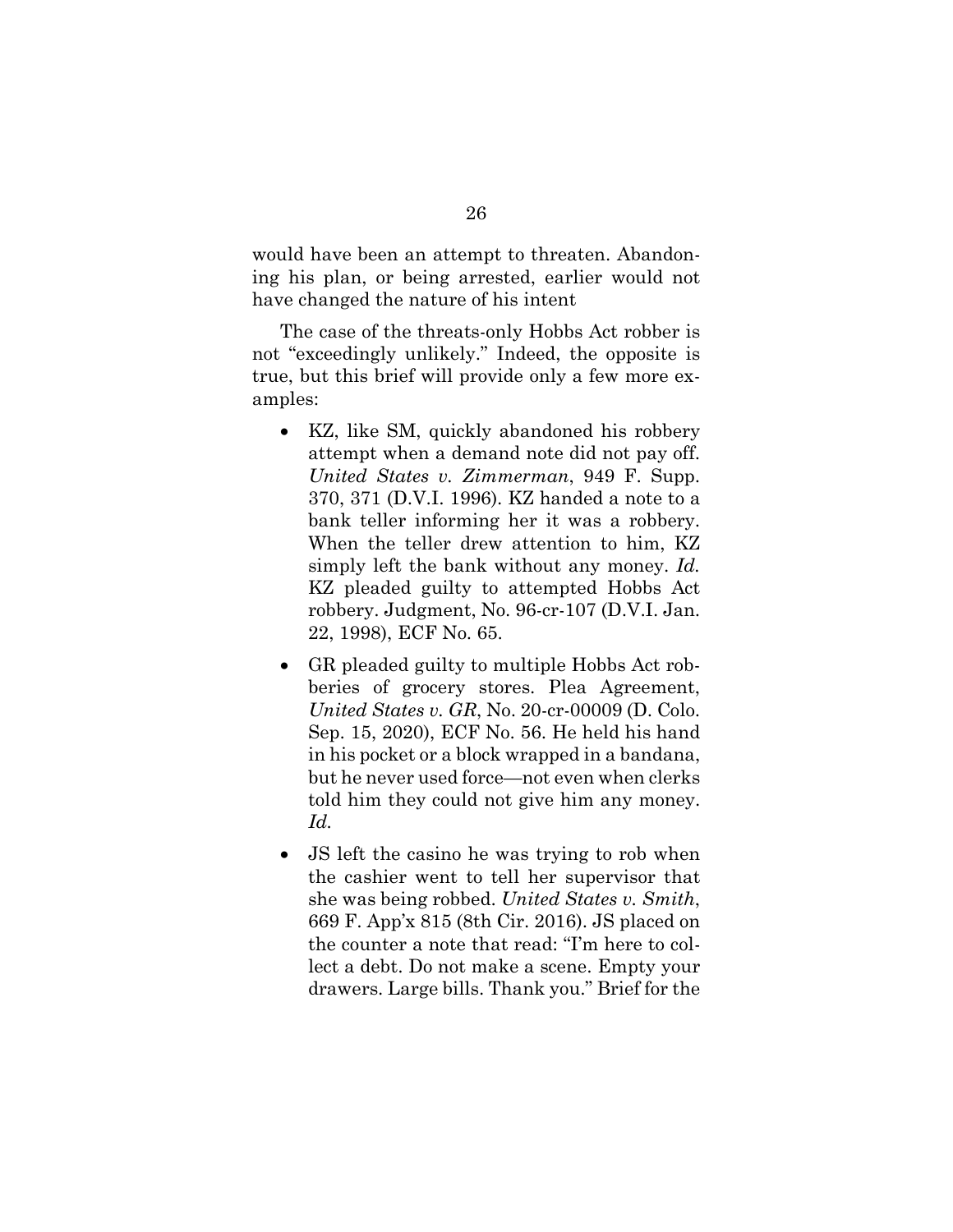would have been an attempt to threaten. Abandoning his plan, or being arrested, earlier would not have changed the nature of his intent

The case of the threats-only Hobbs Act robber is not "exceedingly unlikely." Indeed, the opposite is true, but this brief will provide only a few more examples:

- KZ, like SM, quickly abandoned his robbery attempt when a demand note did not pay off. *United States v. Zimmerman*, 949 F. Supp. 370, 371 (D.V.I. 1996). KZ handed a note to a bank teller informing her it was a robbery. When the teller drew attention to him, KZ simply left the bank without any money. *Id.* KZ pleaded guilty to attempted Hobbs Act robbery. Judgment, No. 96-cr-107 (D.V.I. Jan. 22, 1998), ECF No. 65.
- GR pleaded guilty to multiple Hobbs Act robberies of grocery stores. Plea Agreement, *United States v. GR*, No. 20-cr-00009 (D. Colo. Sep. 15, 2020), ECF No. 56. He held his hand in his pocket or a block wrapped in a bandana, but he never used force—not even when clerks told him they could not give him any money. *Id.*
- JS left the casino he was trying to rob when the cashier went to tell her supervisor that she was being robbed. *United States v. Smith*, 669 F. App'x 815 (8th Cir. 2016). JS placed on the counter a note that read: "I'm here to collect a debt. Do not make a scene. Empty your drawers. Large bills. Thank you." Brief for the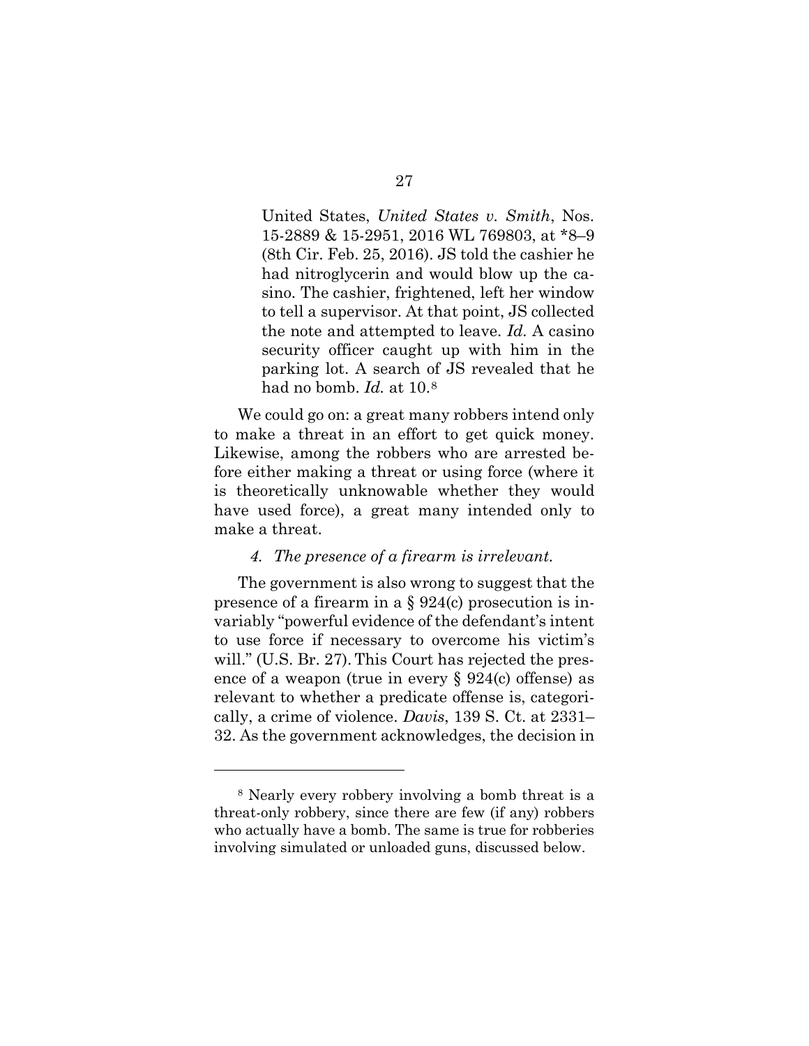United States, *United States v. Smith*, Nos. 15-2889 & 15-2951, 2016 WL 769803, at *8–9 (8th Cir. Feb. 25, 2016). JS told the cashier he had nitroglycerin and would blow up the casino. The cashier, frightened, left her window to tell a supervisor. At that point, JS collected the note and attempted to leave. *Id.* A casino security officer caught up with him in the parking lot. A search of JS revealed that he had no bomb. *Id.* at 10.[8]

We could go on: a great many robbers intend only to make a threat in an effort to get quick money. Likewise, among the robbers who are arrested before either making a threat or using force (where it is theoretically unknowable whether they would have used force), a great many intended only to make a threat.

*4. The presence of a firearm is irrelevant.*

The government is also wrong to suggest that the presence of a firearm in a § 924(c) prosecution is invariably "powerful evidence of the defendant's intent to use force if necessary to overcome his victim's will." (U.S. Br. 27). This Court has rejected the presence of a weapon (true in every § 924(c) offense) as relevant to whether a predicate offense is, categorically, a crime of violence. *Davis*, 139 S. Ct. at 2331–32. As the government acknowledges, the decision in

---

[8] Nearly every robbery involving a bomb threat is a threat-only robbery, since there are few (if any) robbers who actually have a bomb. The same is true for robberies involving simulated or unloaded guns, discussed below.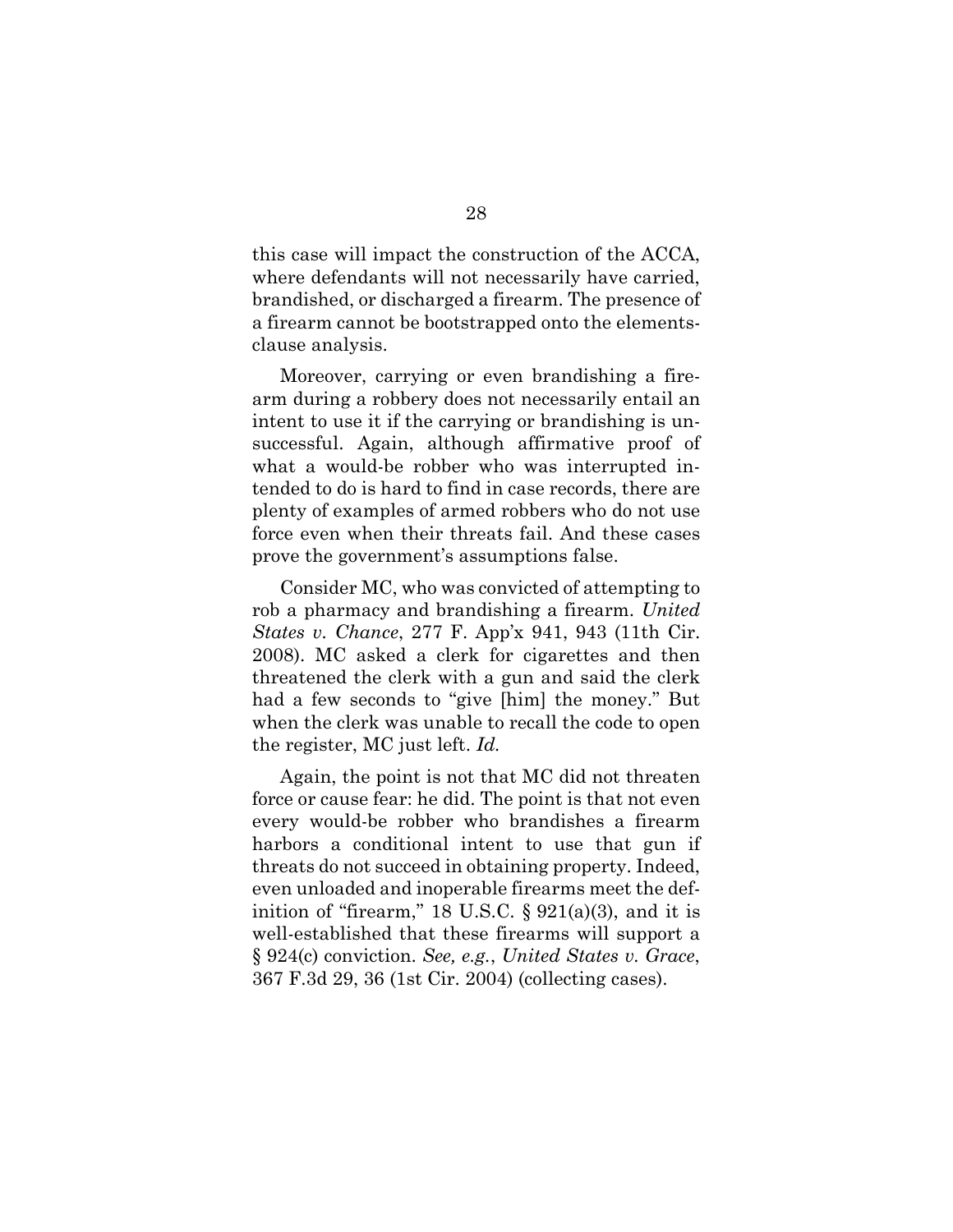this case will impact the construction of the ACCA, where defendants will not necessarily have carried, brandished, or discharged a firearm. The presence of a firearm cannot be bootstrapped onto the elements-clause analysis.

Moreover, carrying or even brandishing a firearm during a robbery does not necessarily entail an intent to use it if the carrying or brandishing is unsuccessful. Again, although affirmative proof of what a would-be robber who was interrupted intended to do is hard to find in case records, there are plenty of examples of armed robbers who do not use force even when their threats fail. And these cases prove the government's assumptions false.

Consider MC, who was convicted of attempting to rob a pharmacy and brandishing a firearm. *United States v. Chance*, 277 F. App'x 941, 943 (11th Cir. 2008). MC asked a clerk for cigarettes and then threatened the clerk with a gun and said the clerk had a few seconds to "give [him] the money." But when the clerk was unable to recall the code to open the register, MC just left. *Id.*

Again, the point is not that MC did not threaten force or cause fear: he did. The point is that not even every would-be robber who brandishes a firearm harbors a conditional intent to use that gun if threats do not succeed in obtaining property. Indeed, even unloaded and inoperable firearms meet the definition of "firearm," 18 U.S.C. § 921(a)(3), and it is well-established that these firearms will support a § 924(c) conviction. *See, e.g.*, *United States v. Grace*, 367 F.3d 29, 36 (1st Cir. 2004) (collecting cases).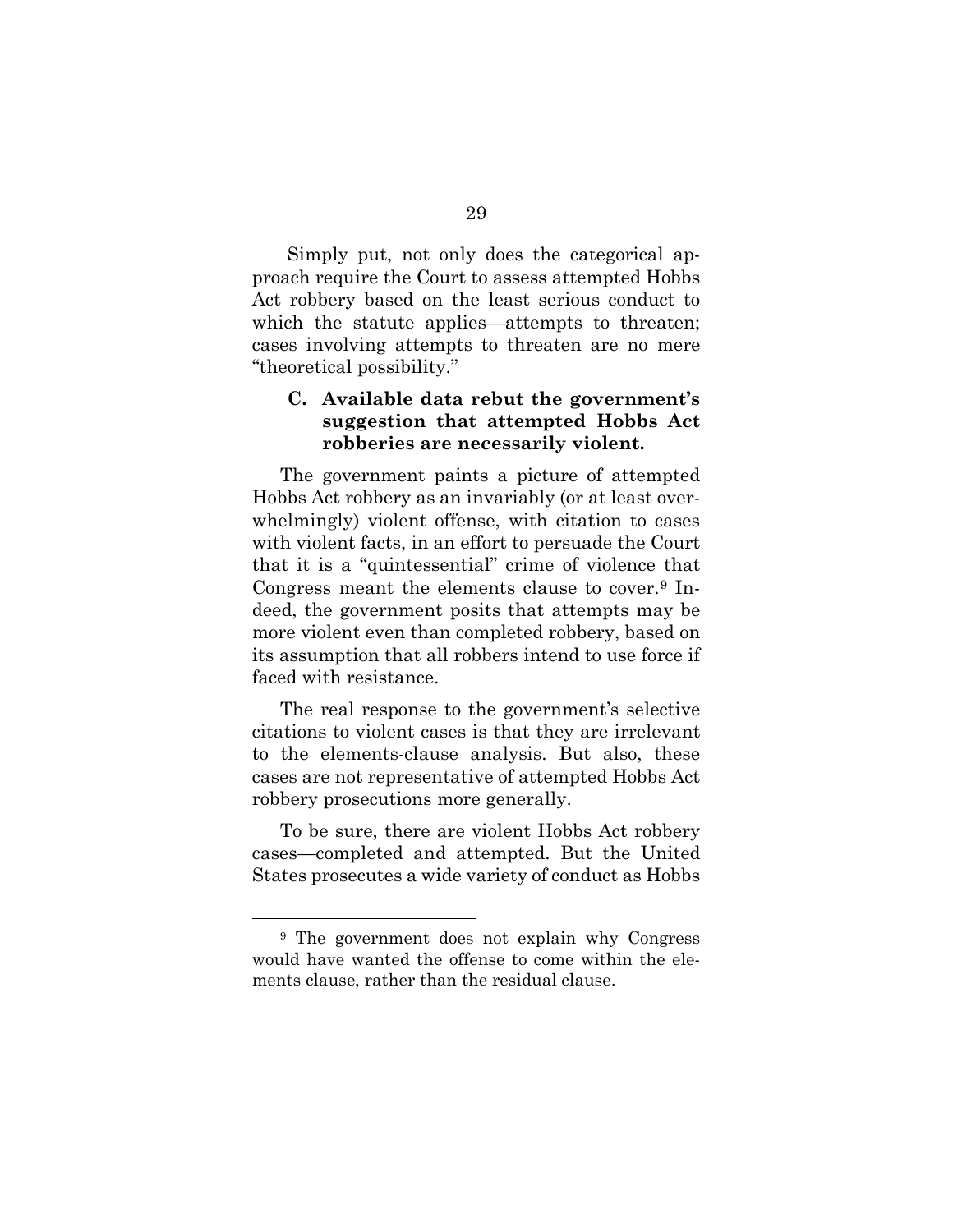Simply put, not only does the categorical approach require the Court to assess attempted Hobbs Act robbery based on the least serious conduct to which the statute applies—attempts to threaten; cases involving attempts to threaten are no mere "theoretical possibility."

### C. Available data rebut the government's suggestion that attempted Hobbs Act robberies are necessarily violent.

The government paints a picture of attempted Hobbs Act robbery as an invariably (or at least overwhelmingly) violent offense, with citation to cases with violent facts, in an effort to persuade the Court that it is a "quintessential" crime of violence that Congress meant the elements clause to cover.[9] Indeed, the government posits that attempts may be more violent even than completed robbery, based on its assumption that all robbers intend to use force if faced with resistance.

The real response to the government's selective citations to violent cases is that they are irrelevant to the elements-clause analysis. But also, these cases are not representative of attempted Hobbs Act robbery prosecutions more generally.

To be sure, there are violent Hobbs Act robbery cases—completed and attempted. But the United States prosecutes a wide variety of conduct as Hobbs

---

[9] The government does not explain why Congress would have wanted the offense to come within the elements clause, rather than the residual clause.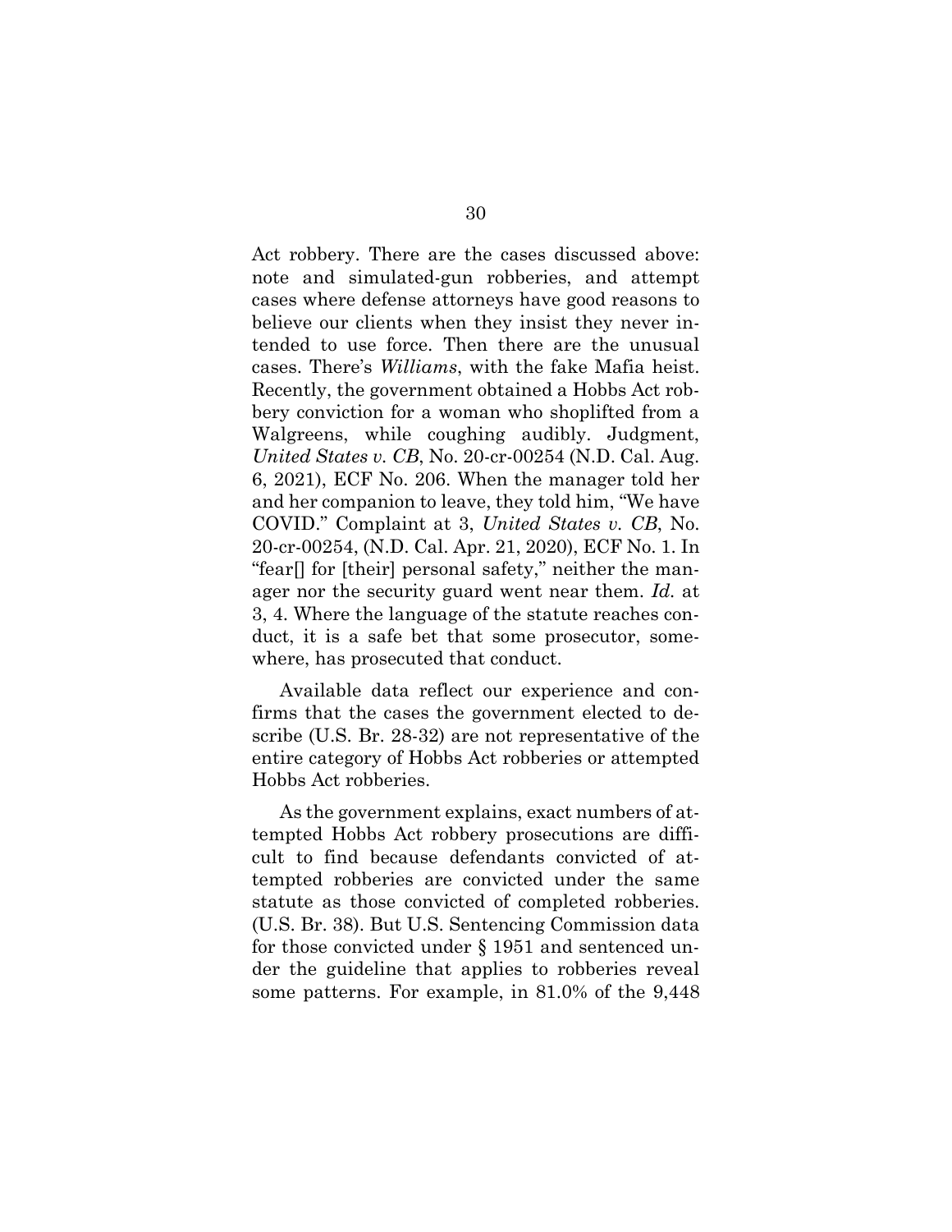Act robbery. There are the cases discussed above: note and simulated-gun robberies, and attempt cases where defense attorneys have good reasons to believe our clients when they insist they never intended to use force. Then there are the unusual cases. There's *Williams*, with the fake Mafia heist. Recently, the government obtained a Hobbs Act robbery conviction for a woman who shoplifted from a Walgreens, while coughing audibly. Judgment, *United States v. CB*, No. 20-cr-00254 (N.D. Cal. Aug. 6, 2021), ECF No. 206. When the manager told her and her companion to leave, they told him, "We have COVID." Complaint at 3, *United States v. CB*, No. 20-cr-00254, (N.D. Cal. Apr. 21, 2020), ECF No. 1. In "fear[] for [their] personal safety," neither the manager nor the security guard went near them. *Id.* at 3, 4. Where the language of the statute reaches conduct, it is a safe bet that some prosecutor, somewhere, has prosecuted that conduct.

Available data reflect our experience and confirms that the cases the government elected to describe (U.S. Br. 28-32) are not representative of the entire category of Hobbs Act robberies or attempted Hobbs Act robberies.

As the government explains, exact numbers of attempted Hobbs Act robbery prosecutions are difficult to find because defendants convicted of attempted robberies are convicted under the same statute as those convicted of completed robberies. (U.S. Br. 38). But U.S. Sentencing Commission data for those convicted under § 1951 and sentenced under the guideline that applies to robberies reveal some patterns. For example, in 81.0% of the 9,448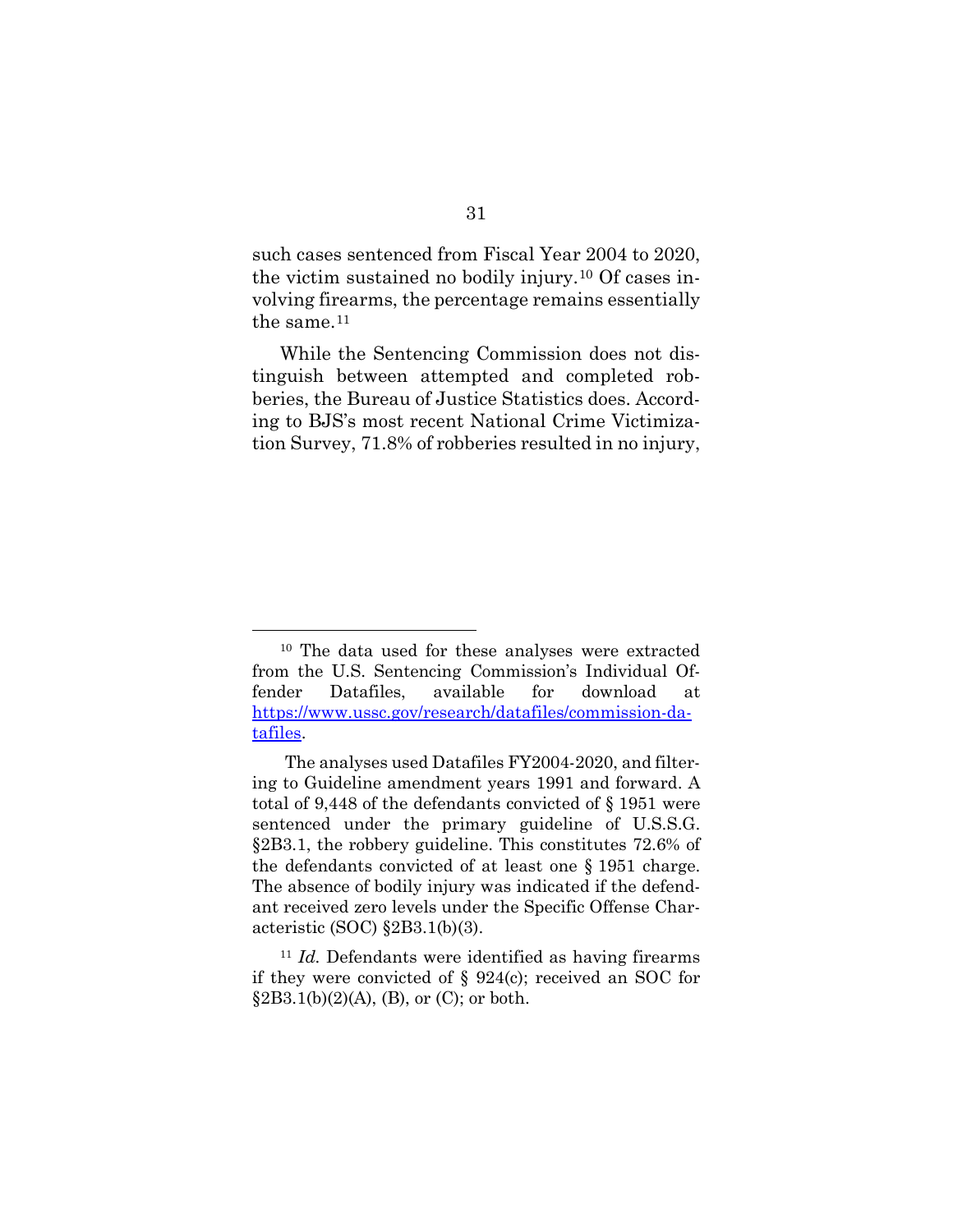such cases sentenced from Fiscal Year 2004 to 2020, the victim sustained no bodily injury.[10] Of cases involving firearms, the percentage remains essentially the same.[11]

While the Sentencing Commission does not distinguish between attempted and completed robberies, the Bureau of Justice Statistics does. According to BJS's most recent National Crime Victimization Survey, 71.8% of robberies resulted in no injury,

---

[10] The data used for these analyses were extracted from the U.S. Sentencing Commission's Individual Offender Datafiles, available for download at [https://www.ussc.gov/research/datafiles/commission-datafiles](https://www.ussc.gov/research/datafiles/commission-datafiles).

The analyses used Datafiles FY2004-2020, and filtering to Guideline amendment years 1991 and forward. A total of 9,448 of the defendants convicted of § 1951 were sentenced under the primary guideline of U.S.S.G. §2B3.1, the robbery guideline. This constitutes 72.6% of the defendants convicted of at least one § 1951 charge. The absence of bodily injury was indicated if the defendant received zero levels under the Specific Offense Characteristic (SOC) §2B3.1(b)(3).

[11] *Id.* Defendants were identified as having firearms if they were convicted of § 924(c); received an SOC for §2B3.1(b)(2)(A), (B), or (C); or both.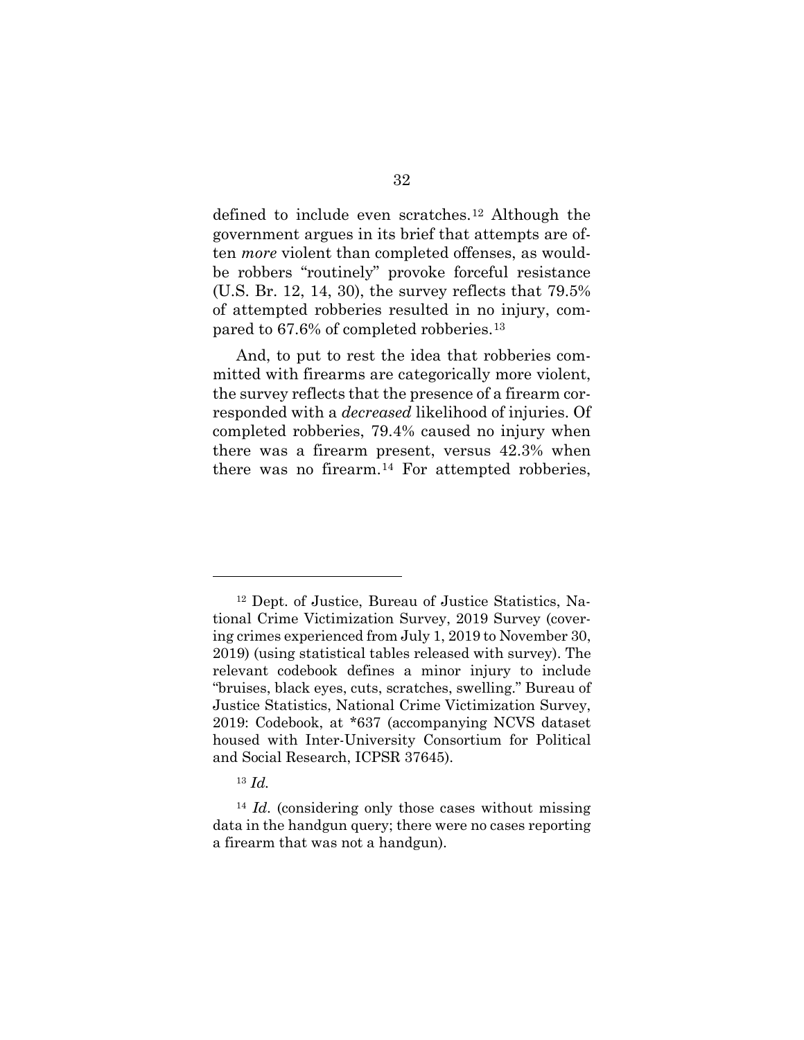defined to include even scratches.[12] Although the government argues in its brief that attempts are often *more* violent than completed offenses, as would-be robbers "routinely" provoke forceful resistance (U.S. Br. 12, 14, 30), the survey reflects that 79.5% of attempted robberies resulted in no injury, compared to 67.6% of completed robberies.[13]

And, to put to rest the idea that robberies committed with firearms are categorically more violent, the survey reflects that the presence of a firearm corresponded with a *decreased* likelihood of injuries. Of completed robberies, 79.4% caused no injury when there was a firearm present, versus 42.3% when there was no firearm.[14] For attempted robberies,

---

[12] Dept. of Justice, Bureau of Justice Statistics, National Crime Victimization Survey, 2019 Survey (covering crimes experienced from July 1, 2019 to November 30, 2019) (using statistical tables released with survey). The relevant codebook defines a minor injury to include "bruises, black eyes, cuts, scratches, swelling." Bureau of Justice Statistics, National Crime Victimization Survey, 2019: Codebook, at *637 (accompanying NCVS dataset housed with Inter-University Consortium for Political and Social Research, ICPSR 37645).

[13] *Id.*

[14] *Id*. (considering only those cases without missing data in the handgun query; there were no cases reporting a firearm that was not a handgun).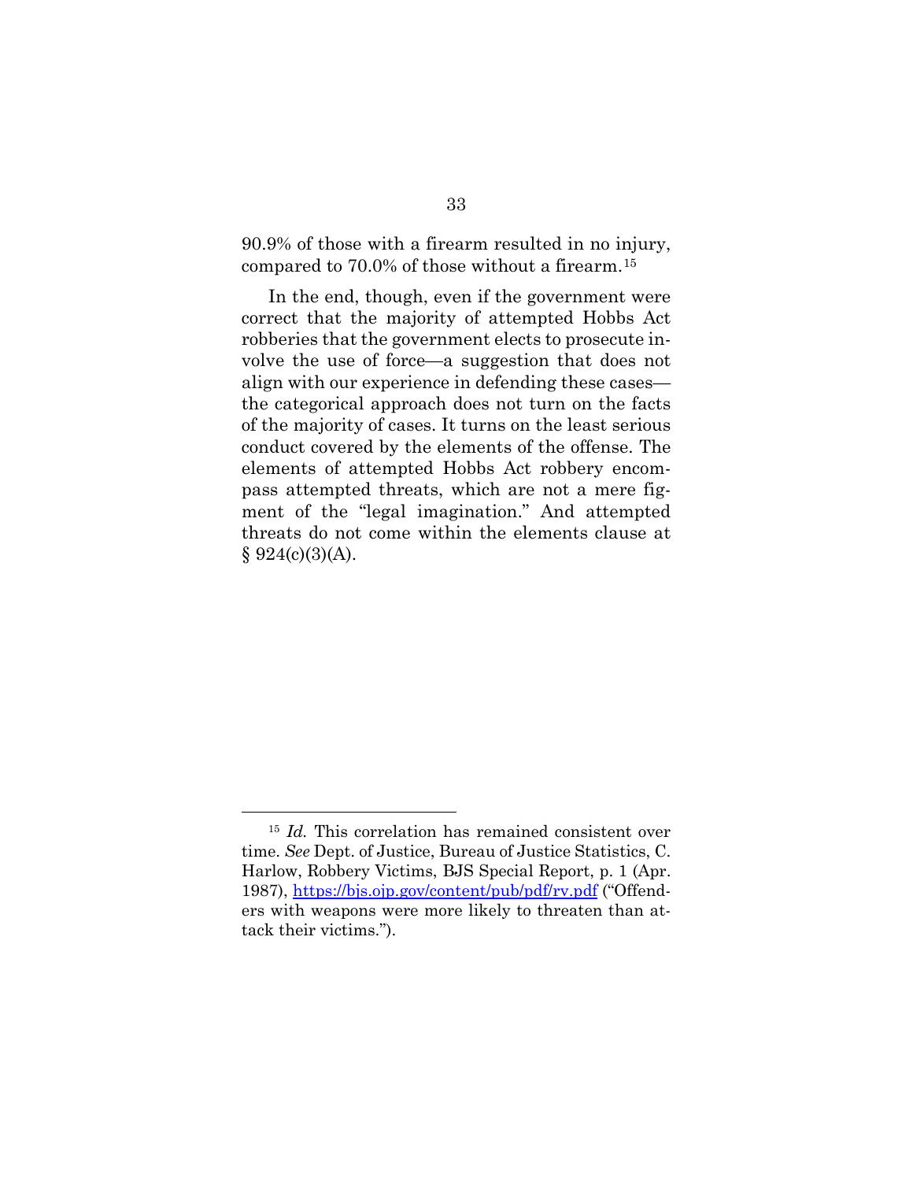90.9% of those with a firearm resulted in no injury, compared to 70.0% of those without a firearm.[15]

In the end, though, even if the government were correct that the majority of attempted Hobbs Act robberies that the government elects to prosecute involve the use of force—a suggestion that does not align with our experience in defending these cases—the categorical approach does not turn on the facts of the majority of cases. It turns on the least serious conduct covered by the elements of the offense. The elements of attempted Hobbs Act robbery encompass attempted threats, which are not a mere figment of the "legal imagination." And attempted threats do not come within the elements clause at § 924(c)(3)(A).

---

[15] *Id.* This correlation has remained consistent over time. *See* Dept. of Justice, Bureau of Justice Statistics, C. Harlow, Robbery Victims, BJS Special Report, p. 1 (Apr. 1987), https://bjs.ojp.gov/content/pub/pdf/rv.pdf ("Offenders with weapons were more likely to threaten than attack their victims.").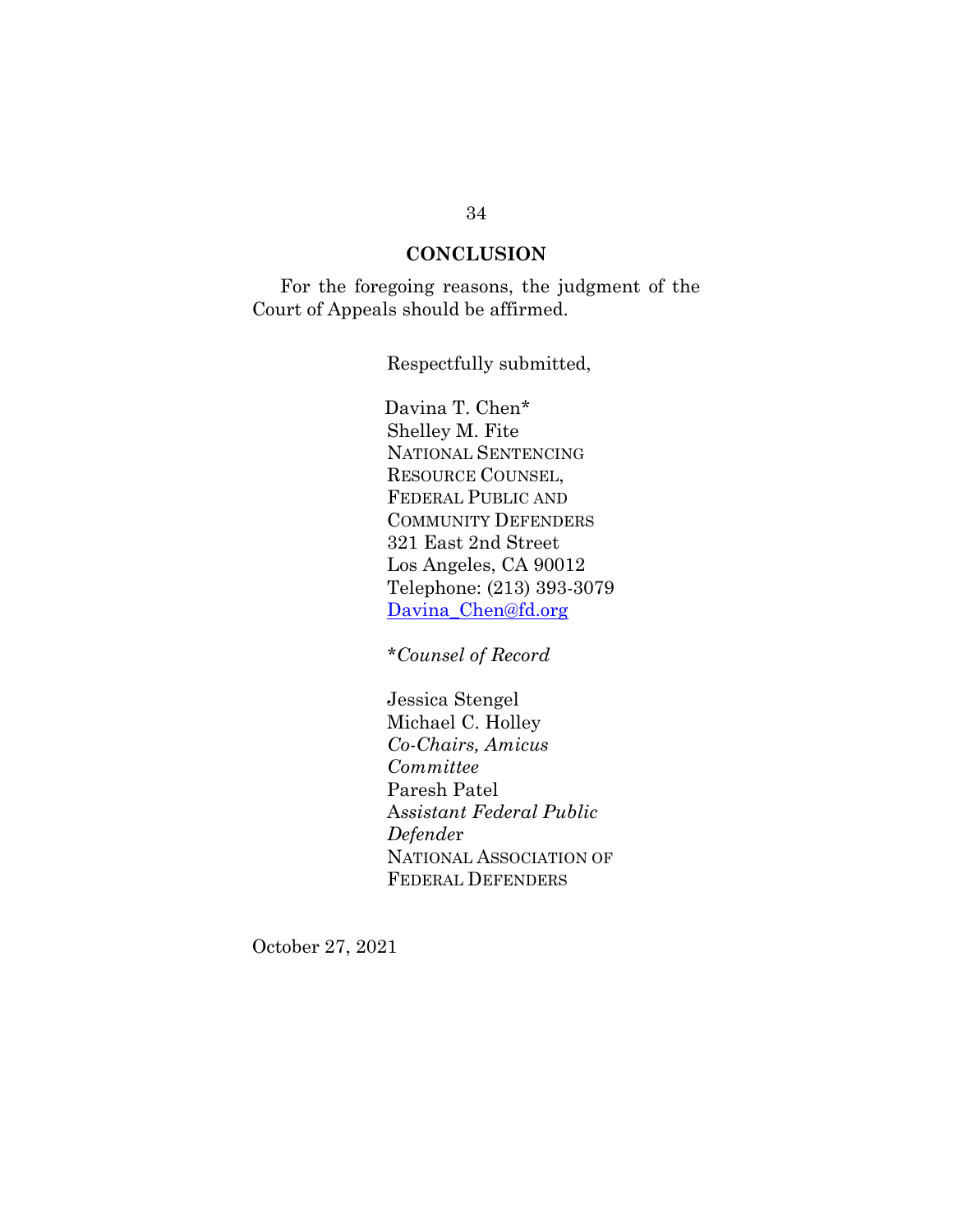## CONCLUSION

For the foregoing reasons, the judgment of the Court of Appeals should be affirmed.

Respectfully submitted,

Davina T. Chen*
Shelley M. Fite
NATIONAL SENTENCING RESOURCE COUNSEL,
FEDERAL PUBLIC AND COMMUNITY DEFENDERS
321 East 2nd Street
Los Angeles, CA 90012
Telephone: (213) 393-3079
Davina_Chen@fd.org

**Counsel of Record*

Jessica Stengel
Michael C. Holley
*Co-Chairs, Amicus Committee*
Paresh Patel
*Assistant Federal Public Defender*
NATIONAL ASSOCIATION OF FEDERAL DEFENDERS

October 27, 2021